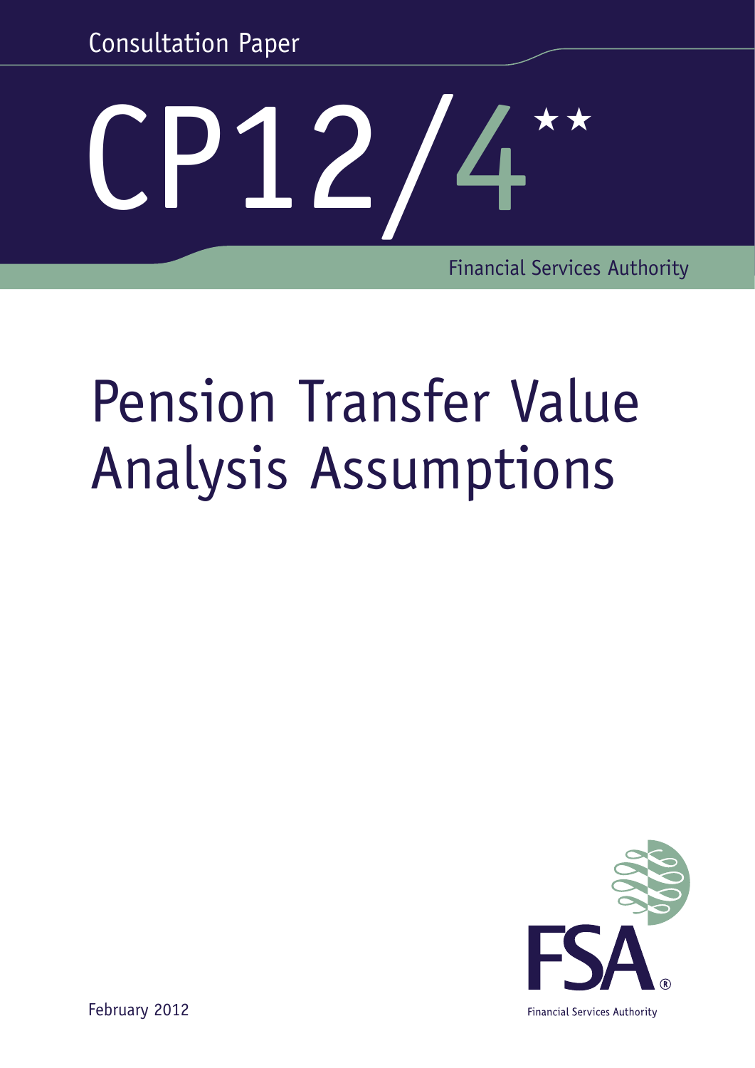Consultation Paper

# CP12/4**

Financial Services Authority

# Pension Transfer Value Analysis Assumptions

February 2012

FSA

Financial Services Authority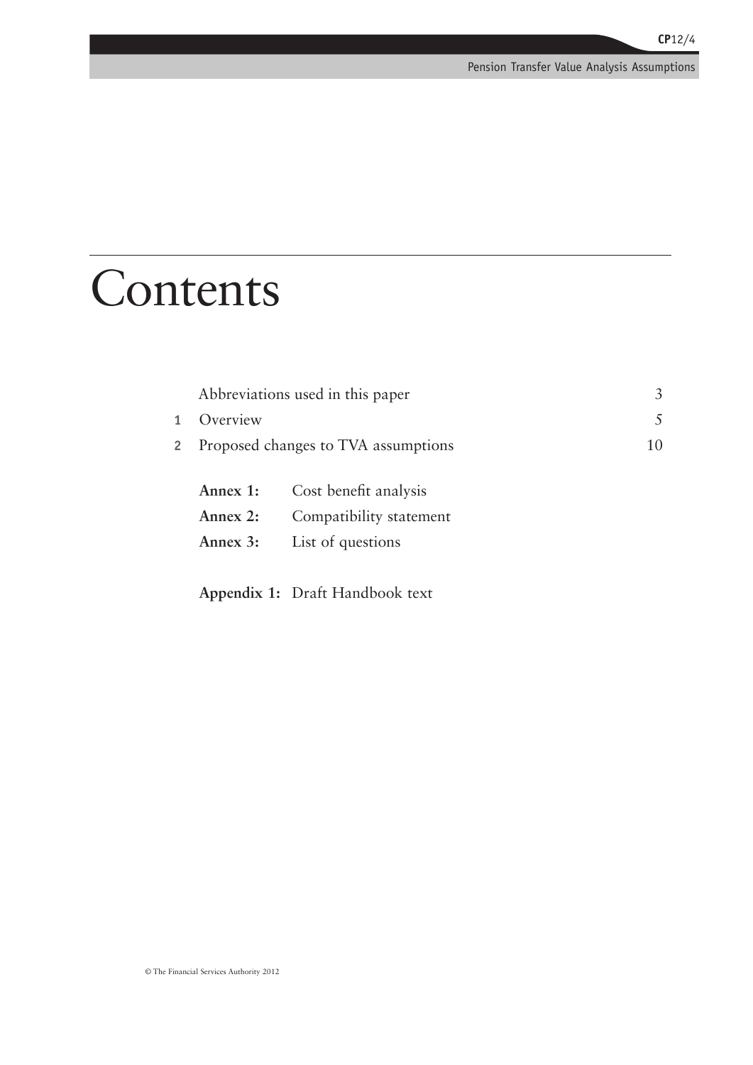# Contents

| | | |
|---|---|---|
| | Abbreviations used in this paper | 3 |
| 1 | Overview | 5 |
| 2 | Proposed changes to TVA assumptions | 10 |

**Annex 1:** Cost benefit analysis

**Annex 2:** Compatibility statement

**Annex 3:** List of questions

**Appendix 1:** Draft Handbook text

© The Financial Services Authority 2012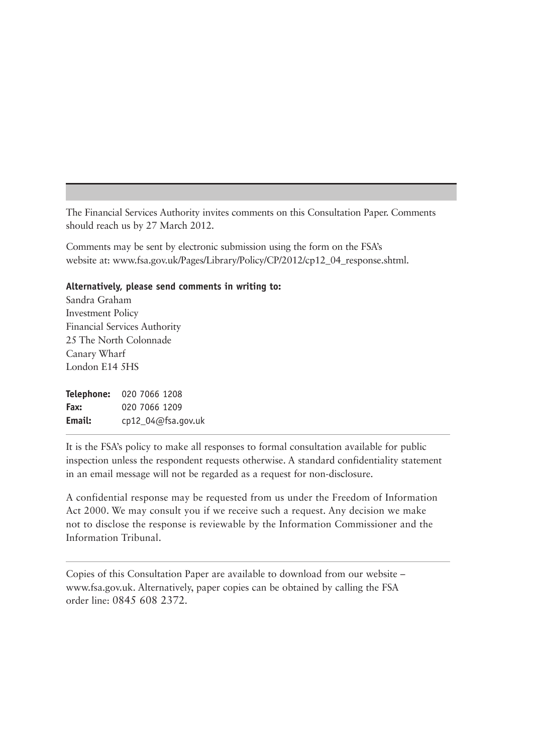The Financial Services Authority invites comments on this Consultation Paper. Comments should reach us by 27 March 2012.

Comments may be sent by electronic submission using the form on the FSA's website at: www.fsa.gov.uk/Pages/Library/Policy/CP/2012/cp12_04_response.shtml.

**Alternatively, please send comments in writing to:**

Sandra Graham
Investment Policy
Financial Services Authority
25 The North Colonnade
Canary Wharf
London E14 5HS

**Telephone:** 020 7066 1208
**Fax:** 020 7066 1209
**Email:** cp12_04@fsa.gov.uk

---

It is the FSA's policy to make all responses to formal consultation available for public inspection unless the respondent requests otherwise. A standard confidentiality statement in an email message will not be regarded as a request for non-disclosure.

A confidential response may be requested from us under the Freedom of Information Act 2000. We may consult you if we receive such a request. Any decision we make not to disclose the response is reviewable by the Information Commissioner and the Information Tribunal.

---

Copies of this Consultation Paper are available to download from our website – www.fsa.gov.uk. Alternatively, paper copies can be obtained by calling the FSA order line: 0845 608 2372.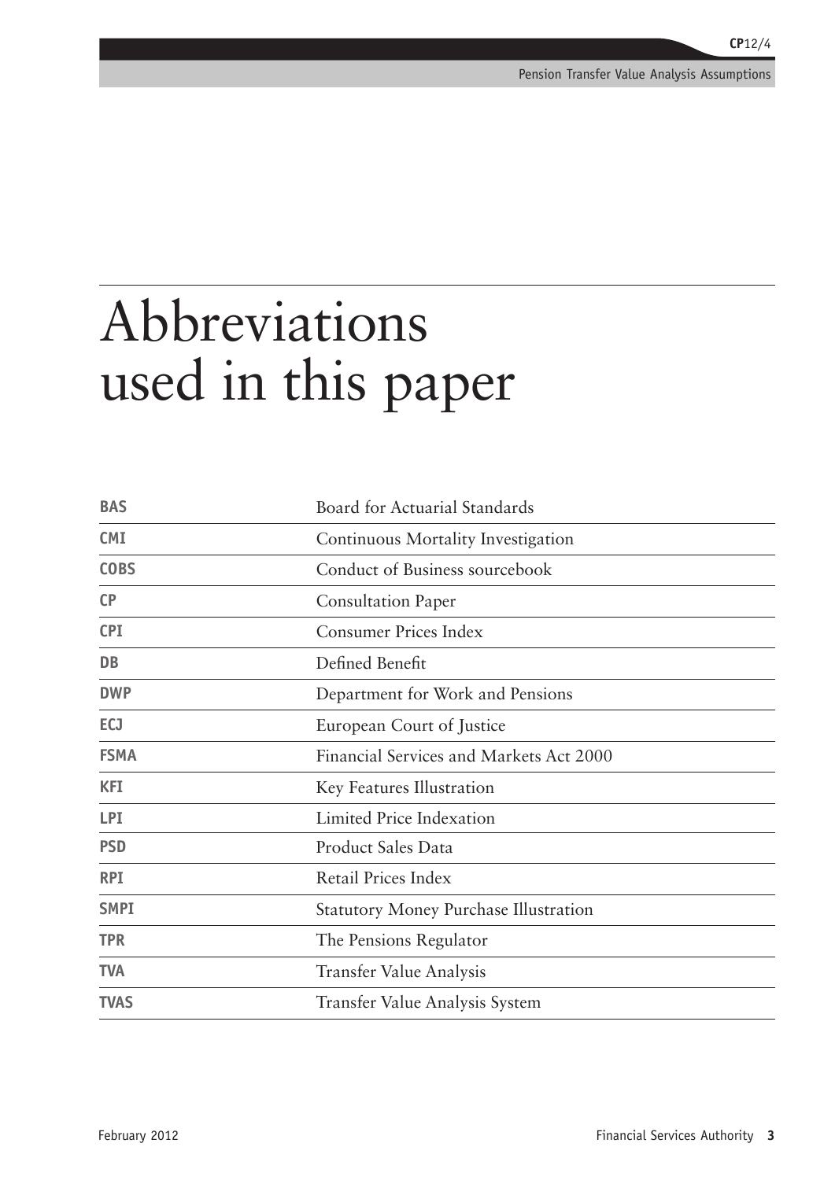# Abbreviations used in this paper

| | |
|---|---|
| **BAS** | Board for Actuarial Standards |
| **CMI** | Continuous Mortality Investigation |
| **COBS** | Conduct of Business sourcebook |
| **CP** | Consultation Paper |
| **CPI** | Consumer Prices Index |
| **DB** | Defined Benefit |
| **DWP** | Department for Work and Pensions |
| **ECJ** | European Court of Justice |
| **FSMA** | Financial Services and Markets Act 2000 |
| **KFI** | Key Features Illustration |
| **LPI** | Limited Price Indexation |
| **PSD** | Product Sales Data |
| **RPI** | Retail Prices Index |
| **SMPI** | Statutory Money Purchase Illustration |
| **TPR** | The Pensions Regulator |
| **TVA** | Transfer Value Analysis |
| **TVAS** | Transfer Value Analysis System |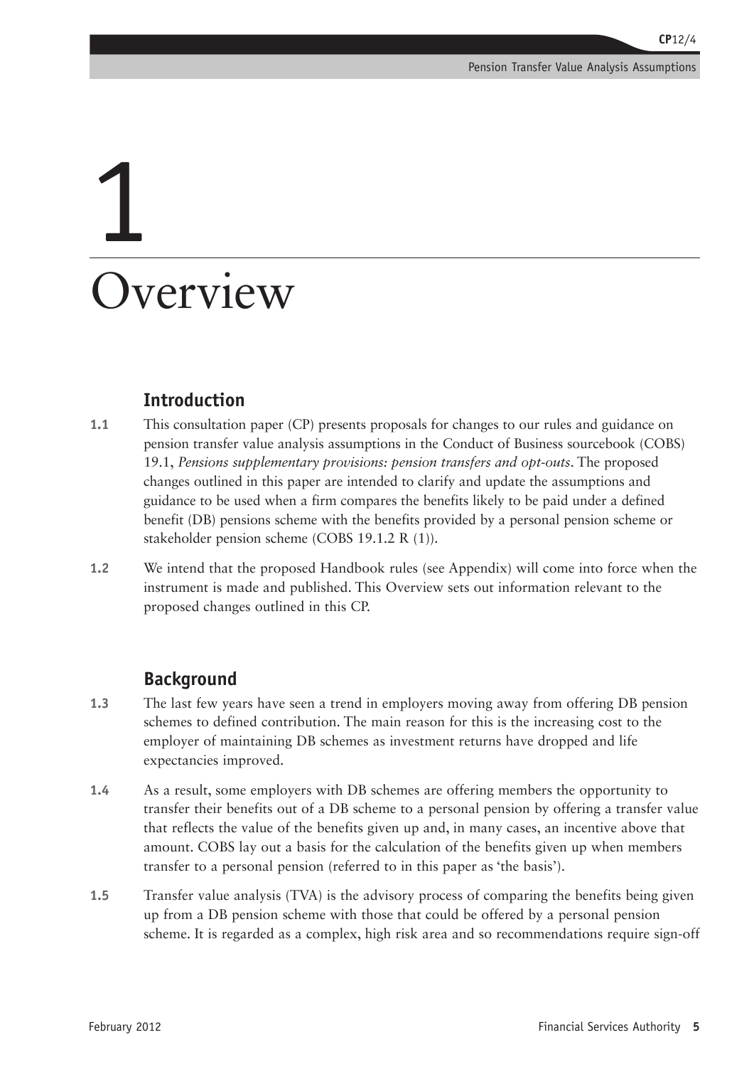# 1 Overview

## Introduction

**1.1** This consultation paper (CP) presents proposals for changes to our rules and guidance on pension transfer value analysis assumptions in the Conduct of Business sourcebook (COBS) 19.1, *Pensions supplementary provisions: pension transfers and opt-outs*. The proposed changes outlined in this paper are intended to clarify and update the assumptions and guidance to be used when a firm compares the benefits likely to be paid under a defined benefit (DB) pensions scheme with the benefits provided by a personal pension scheme or stakeholder pension scheme (COBS 19.1.2 R (1)).

**1.2** We intend that the proposed Handbook rules (see Appendix) will come into force when the instrument is made and published. This Overview sets out information relevant to the proposed changes outlined in this CP.

## Background

**1.3** The last few years have seen a trend in employers moving away from offering DB pension schemes to defined contribution. The main reason for this is the increasing cost to the employer of maintaining DB schemes as investment returns have dropped and life expectancies improved.

**1.4** As a result, some employers with DB schemes are offering members the opportunity to transfer their benefits out of a DB scheme to a personal pension by offering a transfer value that reflects the value of the benefits given up and, in many cases, an incentive above that amount. COBS lay out a basis for the calculation of the benefits given up when members transfer to a personal pension (referred to in this paper as 'the basis').

**1.5** Transfer value analysis (TVA) is the advisory process of comparing the benefits being given up from a DB pension scheme with those that could be offered by a personal pension scheme. It is regarded as a complex, high risk area and so recommendations require sign-off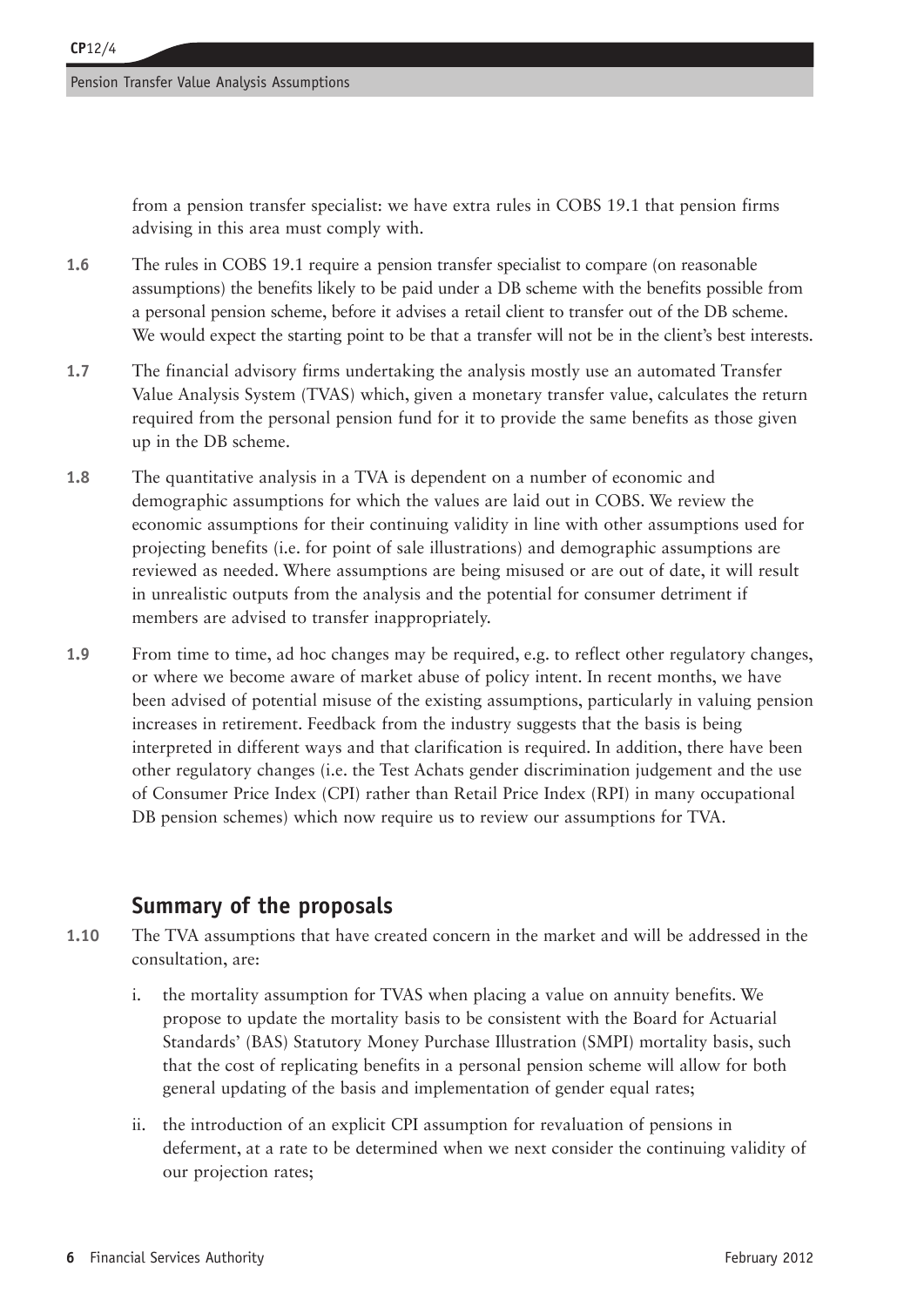from a pension transfer specialist: we have extra rules in COBS 19.1 that pension firms advising in this area must comply with.

**1.6** The rules in COBS 19.1 require a pension transfer specialist to compare (on reasonable assumptions) the benefits likely to be paid under a DB scheme with the benefits possible from a personal pension scheme, before it advises a retail client to transfer out of the DB scheme. We would expect the starting point to be that a transfer will not be in the client's best interests.

**1.7** The financial advisory firms undertaking the analysis mostly use an automated Transfer Value Analysis System (TVAS) which, given a monetary transfer value, calculates the return required from the personal pension fund for it to provide the same benefits as those given up in the DB scheme.

**1.8** The quantitative analysis in a TVA is dependent on a number of economic and demographic assumptions for which the values are laid out in COBS. We review the economic assumptions for their continuing validity in line with other assumptions used for projecting benefits (i.e. for point of sale illustrations) and demographic assumptions are reviewed as needed. Where assumptions are being misused or are out of date, it will result in unrealistic outputs from the analysis and the potential for consumer detriment if members are advised to transfer inappropriately.

**1.9** From time to time, ad hoc changes may be required, e.g. to reflect other regulatory changes, or where we become aware of market abuse of policy intent. In recent months, we have been advised of potential misuse of the existing assumptions, particularly in valuing pension increases in retirement. Feedback from the industry suggests that the basis is being interpreted in different ways and that clarification is required. In addition, there have been other regulatory changes (i.e. the Test Achats gender discrimination judgement and the use of Consumer Price Index (CPI) rather than Retail Price Index (RPI) in many occupational DB pension schemes) which now require us to review our assumptions for TVA.

## Summary of the proposals

**1.10** The TVA assumptions that have created concern in the market and will be addressed in the consultation, are:

i. the mortality assumption for TVAS when placing a value on annuity benefits. We propose to update the mortality basis to be consistent with the Board for Actuarial Standards' (BAS) Statutory Money Purchase Illustration (SMPI) mortality basis, such that the cost of replicating benefits in a personal pension scheme will allow for both general updating of the basis and implementation of gender equal rates;

ii. the introduction of an explicit CPI assumption for revaluation of pensions in deferment, at a rate to be determined when we next consider the continuing validity of our projection rates;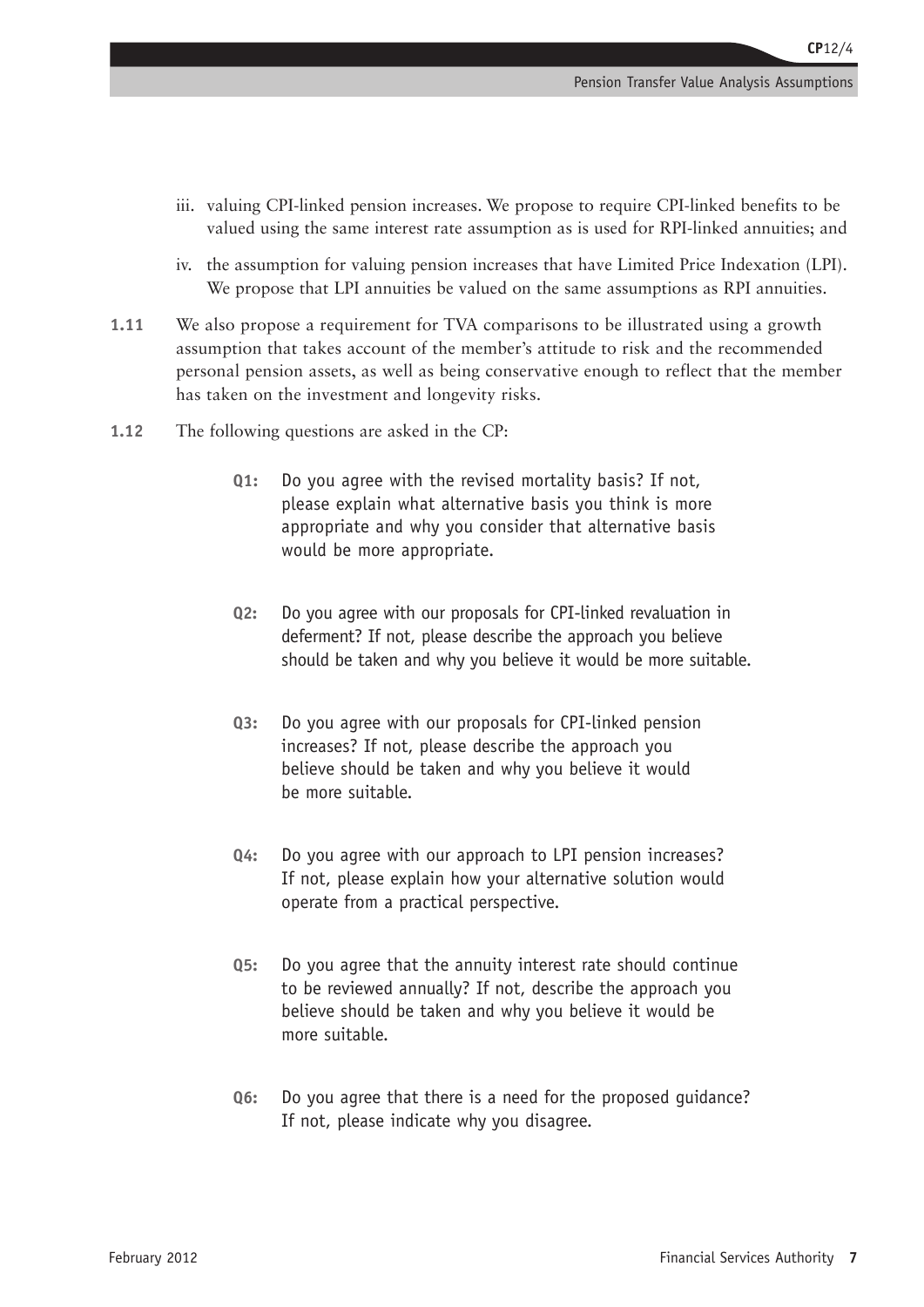iii. valuing CPI-linked pension increases. We propose to require CPI-linked benefits to be valued using the same interest rate assumption as is used for RPI-linked annuities; and

iv. the assumption for valuing pension increases that have Limited Price Indexation (LPI). We propose that LPI annuities be valued on the same assumptions as RPI annuities.

**1.11** We also propose a requirement for TVA comparisons to be illustrated using a growth assumption that takes account of the member's attitude to risk and the recommended personal pension assets, as well as being conservative enough to reflect that the member has taken on the investment and longevity risks.

**1.12** The following questions are asked in the CP:

> **Q1:** Do you agree with the revised mortality basis? If not, please explain what alternative basis you think is more appropriate and why you consider that alternative basis would be more appropriate.

> **Q2:** Do you agree with our proposals for CPI-linked revaluation in deferment? If not, please describe the approach you believe should be taken and why you believe it would be more suitable.

> **Q3:** Do you agree with our proposals for CPI-linked pension increases? If not, please describe the approach you believe should be taken and why you believe it would be more suitable.

> **Q4:** Do you agree with our approach to LPI pension increases? If not, please explain how your alternative solution would operate from a practical perspective.

> **Q5:** Do you agree that the annuity interest rate should continue to be reviewed annually? If not, describe the approach you believe should be taken and why you believe it would be more suitable.

> **Q6:** Do you agree that there is a need for the proposed guidance? If not, please indicate why you disagree.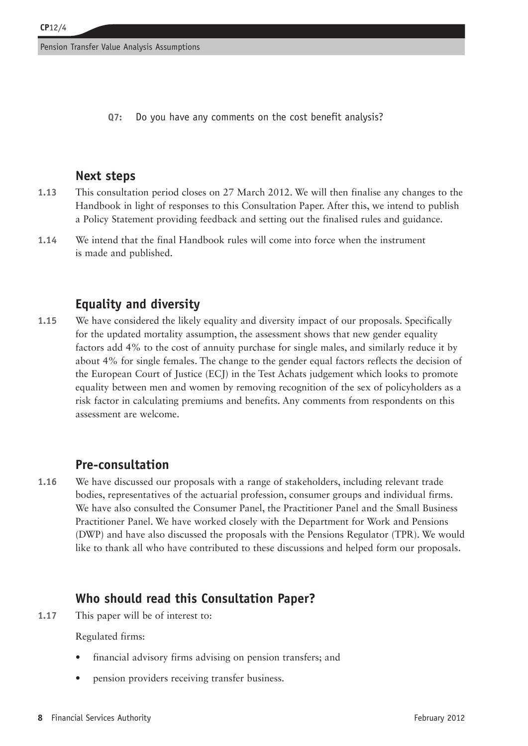**Q7:** Do you have any comments on the cost benefit analysis?

## Next steps

**1.13** This consultation period closes on 27 March 2012. We will then finalise any changes to the Handbook in light of responses to this Consultation Paper. After this, we intend to publish a Policy Statement providing feedback and setting out the finalised rules and guidance.

**1.14** We intend that the final Handbook rules will come into force when the instrument is made and published.

## Equality and diversity

**1.15** We have considered the likely equality and diversity impact of our proposals. Specifically for the updated mortality assumption, the assessment shows that new gender equality factors add 4% to the cost of annuity purchase for single males, and similarly reduce it by about 4% for single females. The change to the gender equal factors reflects the decision of the European Court of Justice (ECJ) in the Test Achats judgement which looks to promote equality between men and women by removing recognition of the sex of policyholders as a risk factor in calculating premiums and benefits. Any comments from respondents on this assessment are welcome.

## Pre-consultation

**1.16** We have discussed our proposals with a range of stakeholders, including relevant trade bodies, representatives of the actuarial profession, consumer groups and individual firms. We have also consulted the Consumer Panel, the Practitioner Panel and the Small Business Practitioner Panel. We have worked closely with the Department for Work and Pensions (DWP) and have also discussed the proposals with the Pensions Regulator (TPR). We would like to thank all who have contributed to these discussions and helped form our proposals.

## Who should read this Consultation Paper?

**1.17** This paper will be of interest to:

Regulated firms:

- financial advisory firms advising on pension transfers; and
- pension providers receiving transfer business.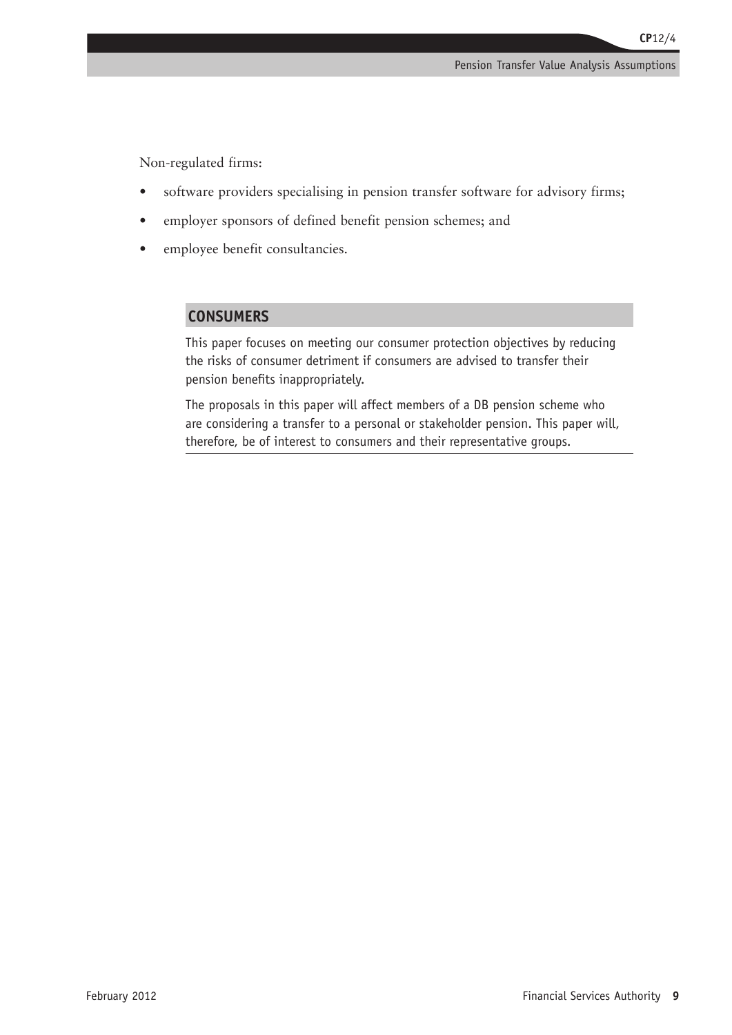Non-regulated firms:

- software providers specialising in pension transfer software for advisory firms;
- employer sponsors of defined benefit pension schemes; and
- employee benefit consultancies.

## CONSUMERS

This paper focuses on meeting our consumer protection objectives by reducing the risks of consumer detriment if consumers are advised to transfer their pension benefits inappropriately.

The proposals in this paper will affect members of a DB pension scheme who are considering a transfer to a personal or stakeholder pension. This paper will, therefore, be of interest to consumers and their representative groups.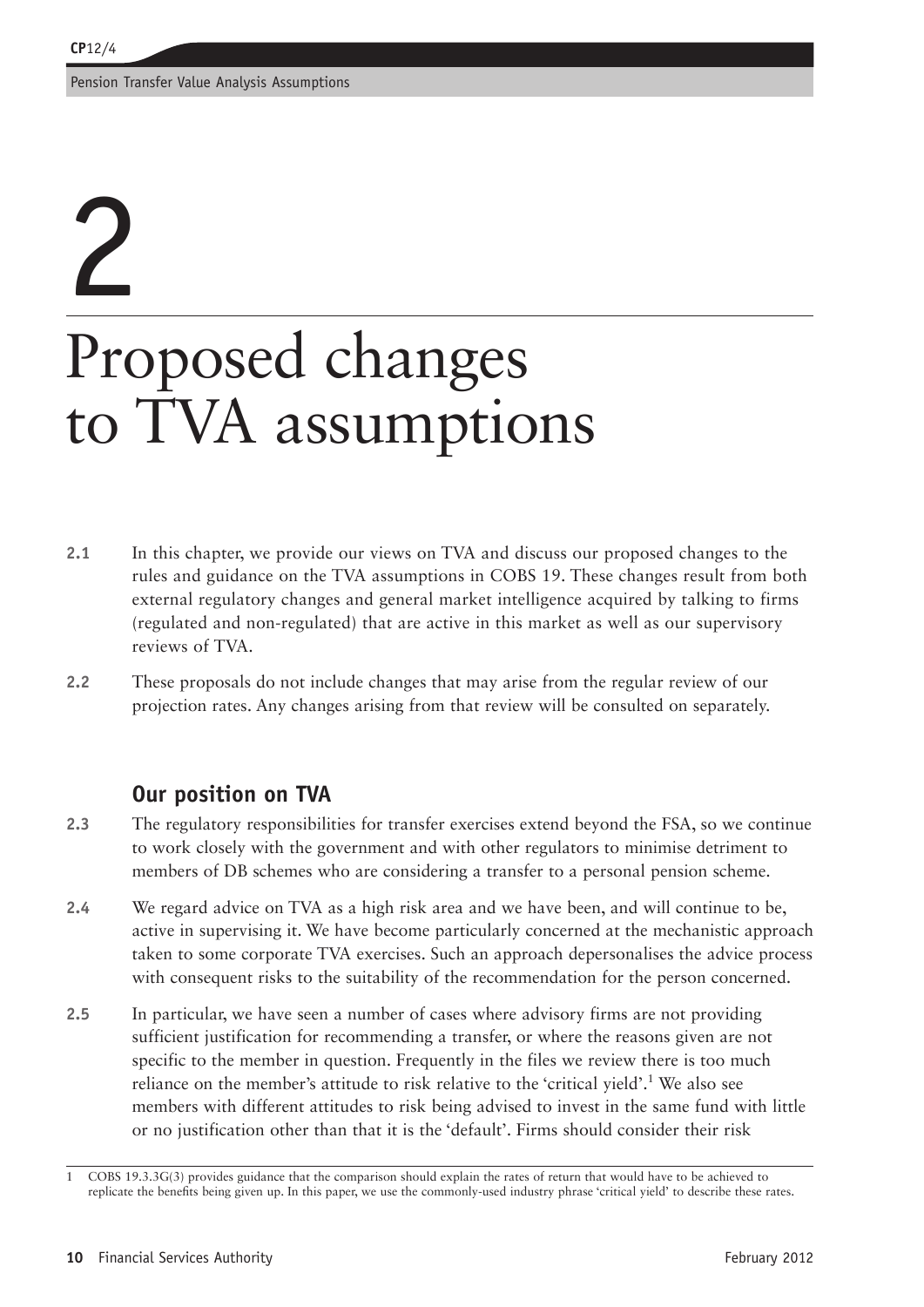# 2

# Proposed changes to TVA assumptions

**2.1** In this chapter, we provide our views on TVA and discuss our proposed changes to the rules and guidance on the TVA assumptions in COBS 19. These changes result from both external regulatory changes and general market intelligence acquired by talking to firms (regulated and non-regulated) that are active in this market as well as our supervisory reviews of TVA.

**2.2** These proposals do not include changes that may arise from the regular review of our projection rates. Any changes arising from that review will be consulted on separately.

## Our position on TVA

**2.3** The regulatory responsibilities for transfer exercises extend beyond the FSA, so we continue to work closely with the government and with other regulators to minimise detriment to members of DB schemes who are considering a transfer to a personal pension scheme.

**2.4** We regard advice on TVA as a high risk area and we have been, and will continue to be, active in supervising it. We have become particularly concerned at the mechanistic approach taken to some corporate TVA exercises. Such an approach depersonalises the advice process with consequent risks to the suitability of the recommendation for the person concerned.

**2.5** In particular, we have seen a number of cases where advisory firms are not providing sufficient justification for recommending a transfer, or where the reasons given are not specific to the member in question. Frequently in the files we review there is too much reliance on the member's attitude to risk relative to the 'critical yield'.[1] We also see members with different attitudes to risk being advised to invest in the same fund with little or no justification other than that it is the 'default'. Firms should consider their risk

[1] COBS 19.3.3G(3) provides guidance that the comparison should explain the rates of return that would have to be achieved to replicate the benefits being given up. In this paper, we use the commonly-used industry phrase 'critical yield' to describe these rates.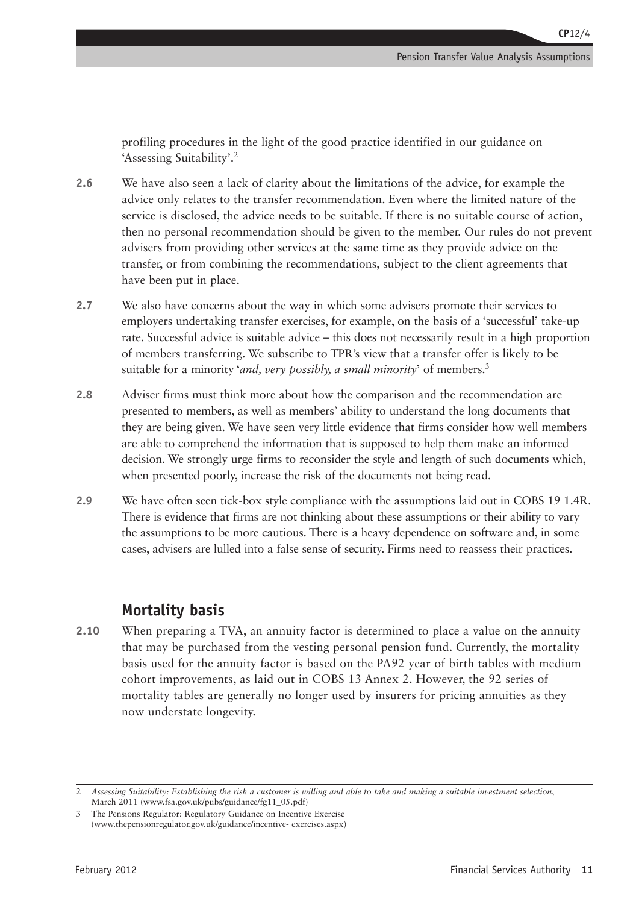profiling procedures in the light of the good practice identified in our guidance on 'Assessing Suitability'.[2]

**2.6** We have also seen a lack of clarity about the limitations of the advice, for example the advice only relates to the transfer recommendation. Even where the limited nature of the service is disclosed, the advice needs to be suitable. If there is no suitable course of action, then no personal recommendation should be given to the member. Our rules do not prevent advisers from providing other services at the same time as they provide advice on the transfer, or from combining the recommendations, subject to the client agreements that have been put in place.

**2.7** We also have concerns about the way in which some advisers promote their services to employers undertaking transfer exercises, for example, on the basis of a 'successful' take-up rate. Successful advice is suitable advice – this does not necessarily result in a high proportion of members transferring. We subscribe to TPR's view that a transfer offer is likely to be suitable for a minority '*and, very possibly, a small minority*' of members.[3]

**2.8** Adviser firms must think more about how the comparison and the recommendation are presented to members, as well as members' ability to understand the long documents that they are being given. We have seen very little evidence that firms consider how well members are able to comprehend the information that is supposed to help them make an informed decision. We strongly urge firms to reconsider the style and length of such documents which, when presented poorly, increase the risk of the documents not being read.

**2.9** We have often seen tick-box style compliance with the assumptions laid out in COBS 19 1.4R. There is evidence that firms are not thinking about these assumptions or their ability to vary the assumptions to be more cautious. There is a heavy dependence on software and, in some cases, advisers are lulled into a false sense of security. Firms need to reassess their practices.

## Mortality basis

**2.10** When preparing a TVA, an annuity factor is determined to place a value on the annuity that may be purchased from the vesting personal pension fund. Currently, the mortality basis used for the annuity factor is based on the PA92 year of birth tables with medium cohort improvements, as laid out in COBS 13 Annex 2. However, the 92 series of mortality tables are generally no longer used by insurers for pricing annuities as they now understate longevity.

---

2 *Assessing Suitability: Establishing the risk a customer is willing and able to take and making a suitable investment selection*, March 2011 (www.fsa.gov.uk/pubs/guidance/fg11_05.pdf)

3 The Pensions Regulator: Regulatory Guidance on Incentive Exercise (www.thepensionregulator.gov.uk/guidance/incentive- exercises.aspx)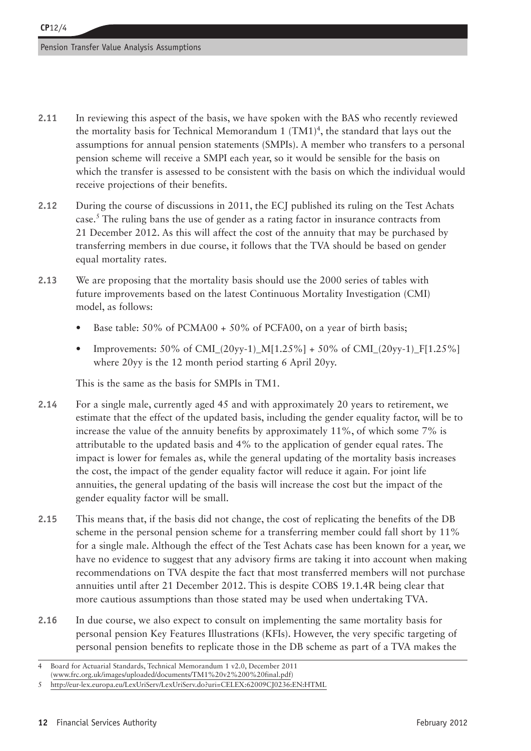**2.11** In reviewing this aspect of the basis, we have spoken with the BAS who recently reviewed the mortality basis for Technical Memorandum 1 (TM1)[4], the standard that lays out the assumptions for annual pension statements (SMPIs). A member who transfers to a personal pension scheme will receive a SMPI each year, so it would be sensible for the basis on which the transfer is assessed to be consistent with the basis on which the individual would receive projections of their benefits.

**2.12** During the course of discussions in 2011, the ECJ published its ruling on the Test Achats case.[5] The ruling bans the use of gender as a rating factor in insurance contracts from 21 December 2012. As this will affect the cost of the annuity that may be purchased by transferring members in due course, it follows that the TVA should be based on gender equal mortality rates.

**2.13** We are proposing that the mortality basis should use the 2000 series of tables with future improvements based on the latest Continuous Mortality Investigation (CMI) model, as follows:

- Base table: 50% of PCMA00 + 50% of PCFA00, on a year of birth basis;
- Improvements: 50% of CMI_(20yy-1)_M[1.25%] + 50% of CMI_(20yy-1)_F[1.25%] where 20yy is the 12 month period starting 6 April 20yy.

This is the same as the basis for SMPIs in TM1.

**2.14** For a single male, currently aged 45 and with approximately 20 years to retirement, we estimate that the effect of the updated basis, including the gender equality factor, will be to increase the value of the annuity benefits by approximately 11%, of which some 7% is attributable to the updated basis and 4% to the application of gender equal rates. The impact is lower for females as, while the general updating of the mortality basis increases the cost, the impact of the gender equality factor will reduce it again. For joint life annuities, the general updating of the basis will increase the cost but the impact of the gender equality factor will be small.

**2.15** This means that, if the basis did not change, the cost of replicating the benefits of the DB scheme in the personal pension scheme for a transferring member could fall short by 11% for a single male. Although the effect of the Test Achats case has been known for a year, we have no evidence to suggest that any advisory firms are taking it into account when making recommendations on TVA despite the fact that most transferred members will not purchase annuities until after 21 December 2012. This is despite COBS 19.1.4R being clear that more cautious assumptions than those stated may be used when undertaking TVA.

**2.16** In due course, we also expect to consult on implementing the same mortality basis for personal pension Key Features Illustrations (KFIs). However, the very specific targeting of personal pension benefits to replicate those in the DB scheme as part of a TVA makes the

4 Board for Actuarial Standards, Technical Memorandum 1 v2.0, December 2011 (www.frc.org.uk/images/uploaded/documents/TM1%20v2%200%20final.pdf)

5 http://eur-lex.europa.eu/LexUriServ/LexUriServ.do?uri=CELEX:62009CJ0236:EN:HTML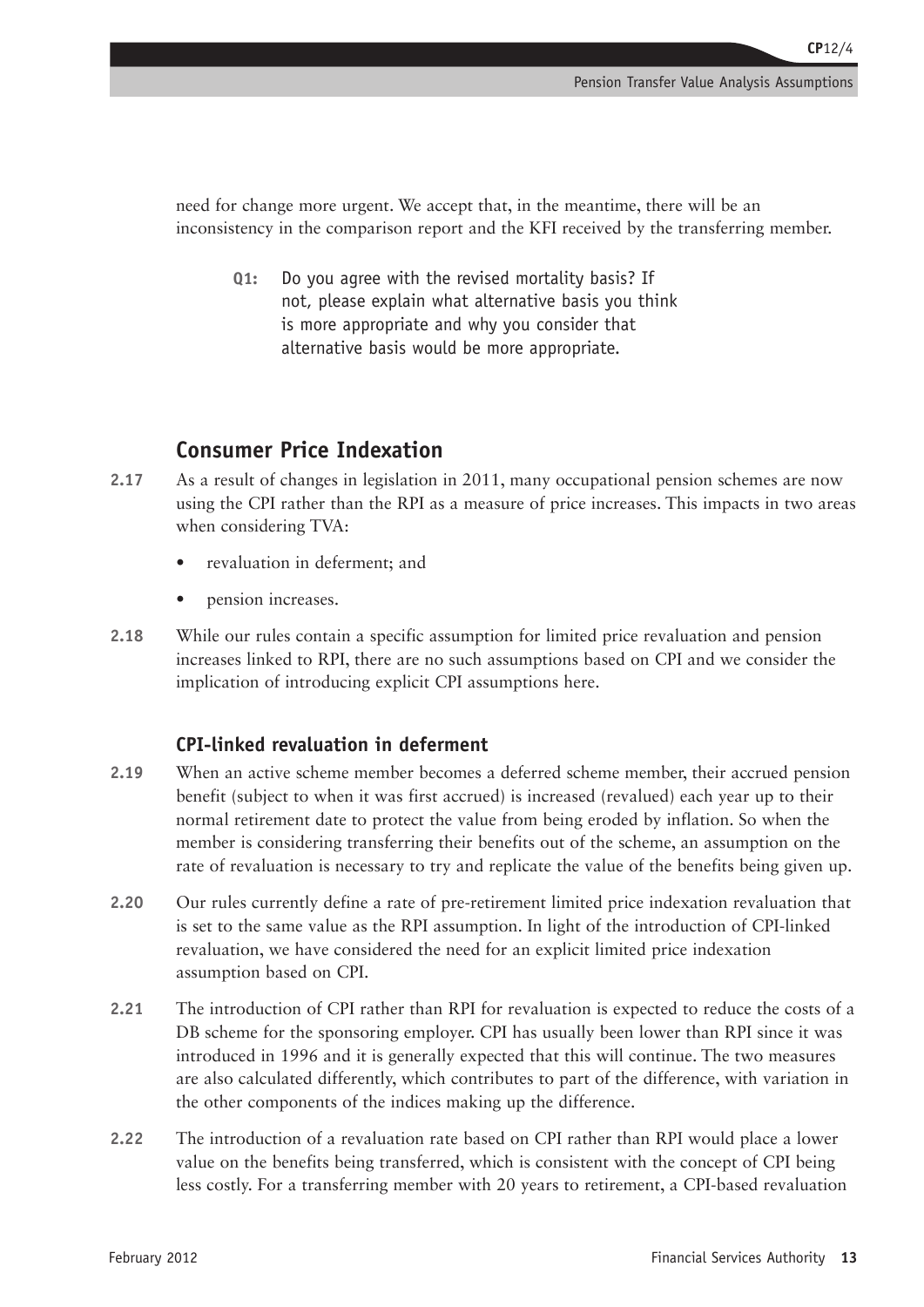need for change more urgent. We accept that, in the meantime, there will be an inconsistency in the comparison report and the KFI received by the transferring member.

> **Q1:** Do you agree with the revised mortality basis? If not, please explain what alternative basis you think is more appropriate and why you consider that alternative basis would be more appropriate.

## Consumer Price Indexation

**2.17** As a result of changes in legislation in 2011, many occupational pension schemes are now using the CPI rather than the RPI as a measure of price increases. This impacts in two areas when considering TVA:

- revaluation in deferment; and
- pension increases.

**2.18** While our rules contain a specific assumption for limited price revaluation and pension increases linked to RPI, there are no such assumptions based on CPI and we consider the implication of introducing explicit CPI assumptions here.

### CPI-linked revaluation in deferment

**2.19** When an active scheme member becomes a deferred scheme member, their accrued pension benefit (subject to when it was first accrued) is increased (revalued) each year up to their normal retirement date to protect the value from being eroded by inflation. So when the member is considering transferring their benefits out of the scheme, an assumption on the rate of revaluation is necessary to try and replicate the value of the benefits being given up.

**2.20** Our rules currently define a rate of pre-retirement limited price indexation revaluation that is set to the same value as the RPI assumption. In light of the introduction of CPI-linked revaluation, we have considered the need for an explicit limited price indexation assumption based on CPI.

**2.21** The introduction of CPI rather than RPI for revaluation is expected to reduce the costs of a DB scheme for the sponsoring employer. CPI has usually been lower than RPI since it was introduced in 1996 and it is generally expected that this will continue. The two measures are also calculated differently, which contributes to part of the difference, with variation in the other components of the indices making up the difference.

**2.22** The introduction of a revaluation rate based on CPI rather than RPI would place a lower value on the benefits being transferred, which is consistent with the concept of CPI being less costly. For a transferring member with 20 years to retirement, a CPI-based revaluation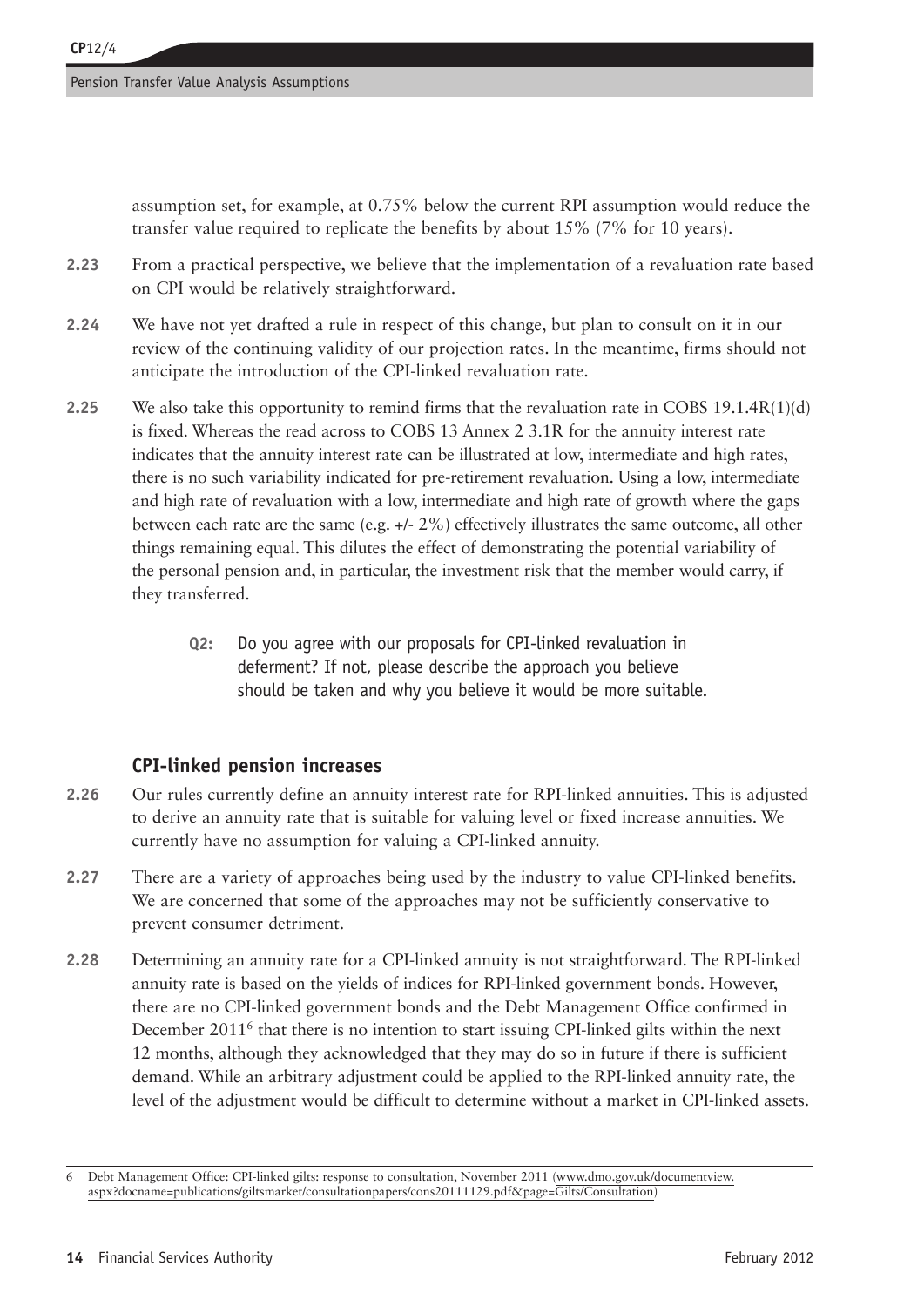assumption set, for example, at 0.75% below the current RPI assumption would reduce the transfer value required to replicate the benefits by about 15% (7% for 10 years).

**2.23** From a practical perspective, we believe that the implementation of a revaluation rate based on CPI would be relatively straightforward.

**2.24** We have not yet drafted a rule in respect of this change, but plan to consult on it in our review of the continuing validity of our projection rates. In the meantime, firms should not anticipate the introduction of the CPI-linked revaluation rate.

**2.25** We also take this opportunity to remind firms that the revaluation rate in COBS 19.1.4R(1)(d) is fixed. Whereas the read across to COBS 13 Annex 2 3.1R for the annuity interest rate indicates that the annuity interest rate can be illustrated at low, intermediate and high rates, there is no such variability indicated for pre-retirement revaluation. Using a low, intermediate and high rate of revaluation with a low, intermediate and high rate of growth where the gaps between each rate are the same (e.g. +/- 2%) effectively illustrates the same outcome, all other things remaining equal. This dilutes the effect of demonstrating the potential variability of the personal pension and, in particular, the investment risk that the member would carry, if they transferred.

> **Q2:** Do you agree with our proposals for CPI-linked revaluation in deferment? If not, please describe the approach you believe should be taken and why you believe it would be more suitable.

### CPI-linked pension increases

**2.26** Our rules currently define an annuity interest rate for RPI-linked annuities. This is adjusted to derive an annuity rate that is suitable for valuing level or fixed increase annuities. We currently have no assumption for valuing a CPI-linked annuity.

**2.27** There are a variety of approaches being used by the industry to value CPI-linked benefits. We are concerned that some of the approaches may not be sufficiently conservative to prevent consumer detriment.

**2.28** Determining an annuity rate for a CPI-linked annuity is not straightforward. The RPI-linked annuity rate is based on the yields of indices for RPI-linked government bonds. However, there are no CPI-linked government bonds and the Debt Management Office confirmed in December 2011[6] that there is no intention to start issuing CPI-linked gilts within the next 12 months, although they acknowledged that they may do so in future if there is sufficient demand. While an arbitrary adjustment could be applied to the RPI-linked annuity rate, the level of the adjustment would be difficult to determine without a market in CPI-linked assets.

---

6 Debt Management Office: CPI-linked gilts: response to consultation, November 2011 (www.dmo.gov.uk/documentview.aspx?docname=publications/giltsmarket/consultationpapers/cons20111129.pdf&page=Gilts/Consultation)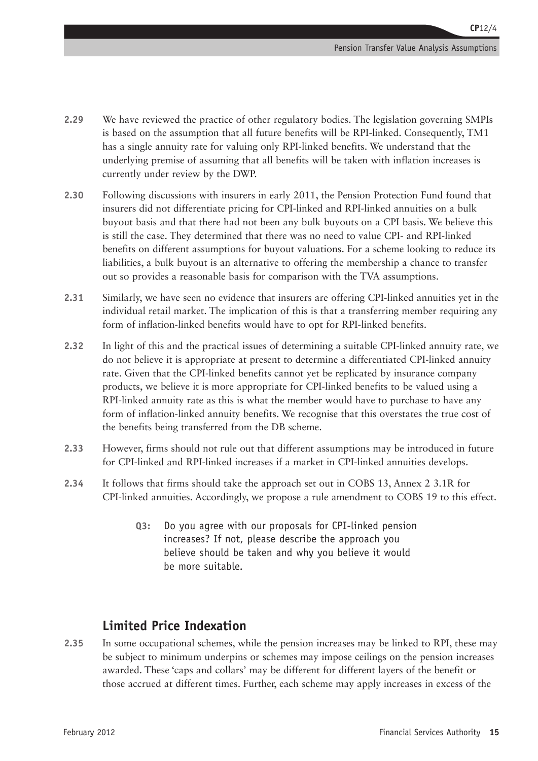**2.29** We have reviewed the practice of other regulatory bodies. The legislation governing SMPIs is based on the assumption that all future benefits will be RPI-linked. Consequently, TM1 has a single annuity rate for valuing only RPI-linked benefits. We understand that the underlying premise of assuming that all benefits will be taken with inflation increases is currently under review by the DWP.

**2.30** Following discussions with insurers in early 2011, the Pension Protection Fund found that insurers did not differentiate pricing for CPI-linked and RPI-linked annuities on a bulk buyout basis and that there had not been any bulk buyouts on a CPI basis. We believe this is still the case. They determined that there was no need to value CPI- and RPI-linked benefits on different assumptions for buyout valuations. For a scheme looking to reduce its liabilities, a bulk buyout is an alternative to offering the membership a chance to transfer out so provides a reasonable basis for comparison with the TVA assumptions.

**2.31** Similarly, we have seen no evidence that insurers are offering CPI-linked annuities yet in the individual retail market. The implication of this is that a transferring member requiring any form of inflation-linked benefits would have to opt for RPI-linked benefits.

**2.32** In light of this and the practical issues of determining a suitable CPI-linked annuity rate, we do not believe it is appropriate at present to determine a differentiated CPI-linked annuity rate. Given that the CPI-linked benefits cannot yet be replicated by insurance company products, we believe it is more appropriate for CPI-linked benefits to be valued using a RPI-linked annuity rate as this is what the member would have to purchase to have any form of inflation-linked annuity benefits. We recognise that this overstates the true cost of the benefits being transferred from the DB scheme.

**2.33** However, firms should not rule out that different assumptions may be introduced in future for CPI-linked and RPI-linked increases if a market in CPI-linked annuities develops.

**2.34** It follows that firms should take the approach set out in COBS 13, Annex 2 3.1R for CPI-linked annuities. Accordingly, we propose a rule amendment to COBS 19 to this effect.

> **Q3:** Do you agree with our proposals for CPI-linked pension increases? If not, please describe the approach you believe should be taken and why you believe it would be more suitable.

## Limited Price Indexation

**2.35** In some occupational schemes, while the pension increases may be linked to RPI, these may be subject to minimum underpins or schemes may impose ceilings on the pension increases awarded. These 'caps and collars' may be different for different layers of the benefit or those accrued at different times. Further, each scheme may apply increases in excess of the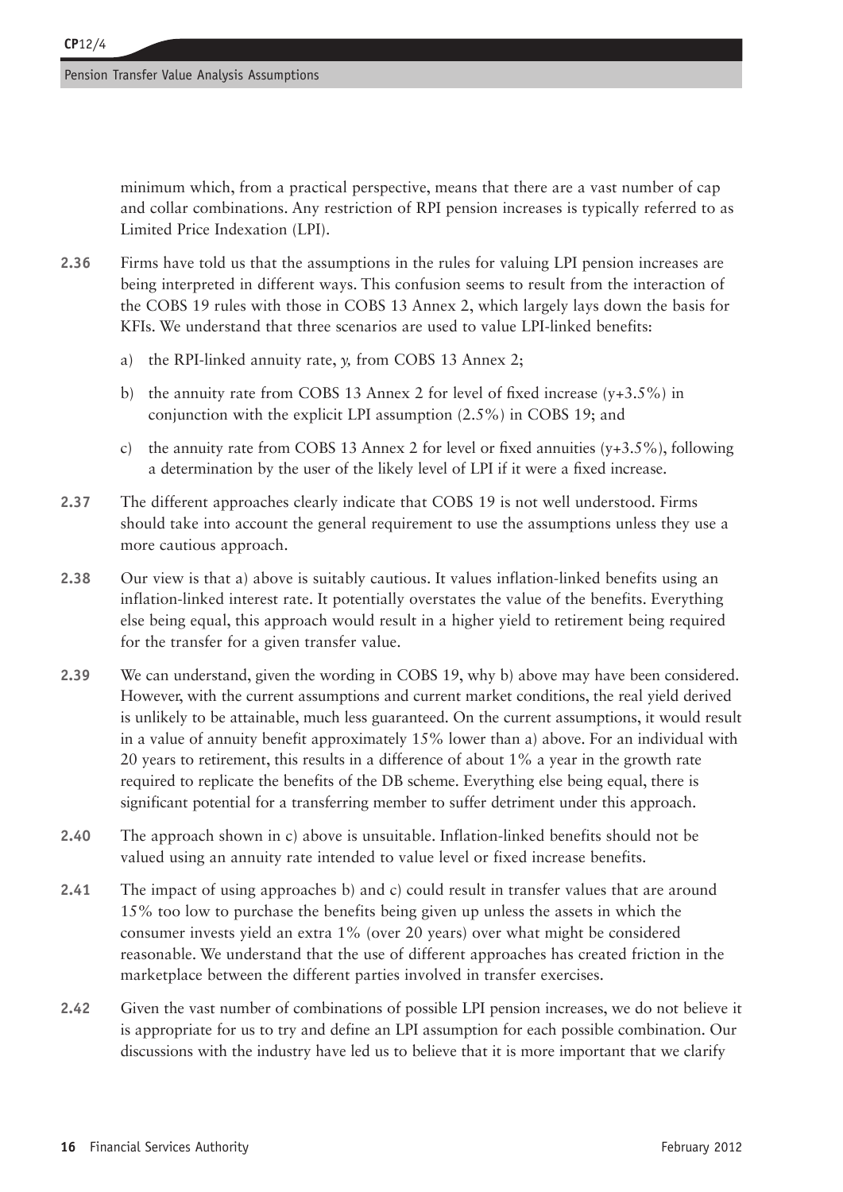minimum which, from a practical perspective, means that there are a vast number of cap and collar combinations. Any restriction of RPI pension increases is typically referred to as Limited Price Indexation (LPI).

**2.36** Firms have told us that the assumptions in the rules for valuing LPI pension increases are being interpreted in different ways. This confusion seems to result from the interaction of the COBS 19 rules with those in COBS 13 Annex 2, which largely lays down the basis for KFIs. We understand that three scenarios are used to value LPI-linked benefits:

a) the RPI-linked annuity rate, *y,* from COBS 13 Annex 2;

b) the annuity rate from COBS 13 Annex 2 for level of fixed increase (y+3.5%) in conjunction with the explicit LPI assumption (2.5%) in COBS 19; and

c) the annuity rate from COBS 13 Annex 2 for level or fixed annuities (y+3.5%), following a determination by the user of the likely level of LPI if it were a fixed increase.

**2.37** The different approaches clearly indicate that COBS 19 is not well understood. Firms should take into account the general requirement to use the assumptions unless they use a more cautious approach.

**2.38** Our view is that a) above is suitably cautious. It values inflation-linked benefits using an inflation-linked interest rate. It potentially overstates the value of the benefits. Everything else being equal, this approach would result in a higher yield to retirement being required for the transfer for a given transfer value.

**2.39** We can understand, given the wording in COBS 19, why b) above may have been considered. However, with the current assumptions and current market conditions, the real yield derived is unlikely to be attainable, much less guaranteed. On the current assumptions, it would result in a value of annuity benefit approximately 15% lower than a) above. For an individual with 20 years to retirement, this results in a difference of about 1% a year in the growth rate required to replicate the benefits of the DB scheme. Everything else being equal, there is significant potential for a transferring member to suffer detriment under this approach.

**2.40** The approach shown in c) above is unsuitable. Inflation-linked benefits should not be valued using an annuity rate intended to value level or fixed increase benefits.

**2.41** The impact of using approaches b) and c) could result in transfer values that are around 15% too low to purchase the benefits being given up unless the assets in which the consumer invests yield an extra 1% (over 20 years) over what might be considered reasonable. We understand that the use of different approaches has created friction in the marketplace between the different parties involved in transfer exercises.

**2.42** Given the vast number of combinations of possible LPI pension increases, we do not believe it is appropriate for us to try and define an LPI assumption for each possible combination. Our discussions with the industry have led us to believe that it is more important that we clarify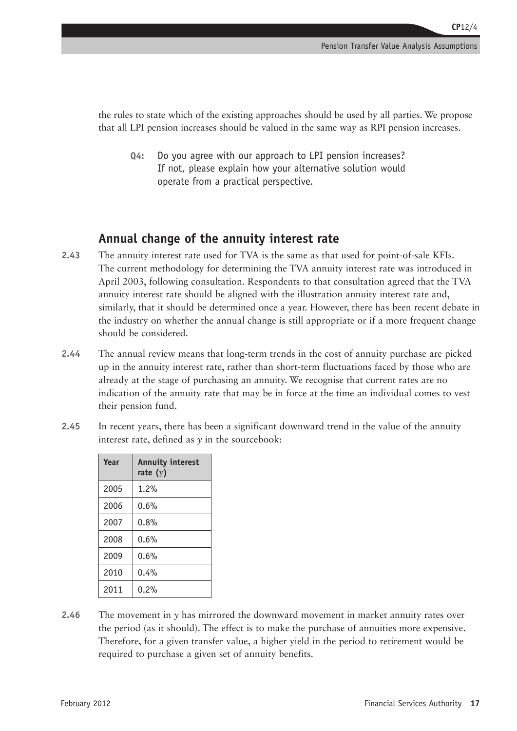the rules to state which of the existing approaches should be used by all parties. We propose that all LPI pension increases should be valued in the same way as RPI pension increases.

> **Q4:** Do you agree with our approach to LPI pension increases? If not, please explain how your alternative solution would operate from a practical perspective.

## Annual change of the annuity interest rate

**2.43** The annuity interest rate used for TVA is the same as that used for point-of-sale KFIs. The current methodology for determining the TVA annuity interest rate was introduced in April 2003, following consultation. Respondents to that consultation agreed that the TVA annuity interest rate should be aligned with the illustration annuity interest rate and, similarly, that it should be determined once a year. However, there has been recent debate in the industry on whether the annual change is still appropriate or if a more frequent change should be considered.

**2.44** The annual review means that long-term trends in the cost of annuity purchase are picked up in the annuity interest rate, rather than short-term fluctuations faced by those who are already at the stage of purchasing an annuity. We recognise that current rates are no indication of the annuity rate that may be in force at the time an individual comes to vest their pension fund.

**2.45** In recent years, there has been a significant downward trend in the value of the annuity interest rate, defined as $y$ in the sourcebook:

| Year | Annuity interest rate ($y$) |
|---|---|
| 2005 | 1.2% |
| 2006 | 0.6% |
| 2007 | 0.8% |
| 2008 | 0.6% |
| 2009 | 0.6% |
| 2010 | 0.4% |
| 2011 | 0.2% |

**2.46** The movement in $y$ has mirrored the downward movement in market annuity rates over the period (as it should). The effect is to make the purchase of annuities more expensive. Therefore, for a given transfer value, a higher yield in the period to retirement would be required to purchase a given set of annuity benefits.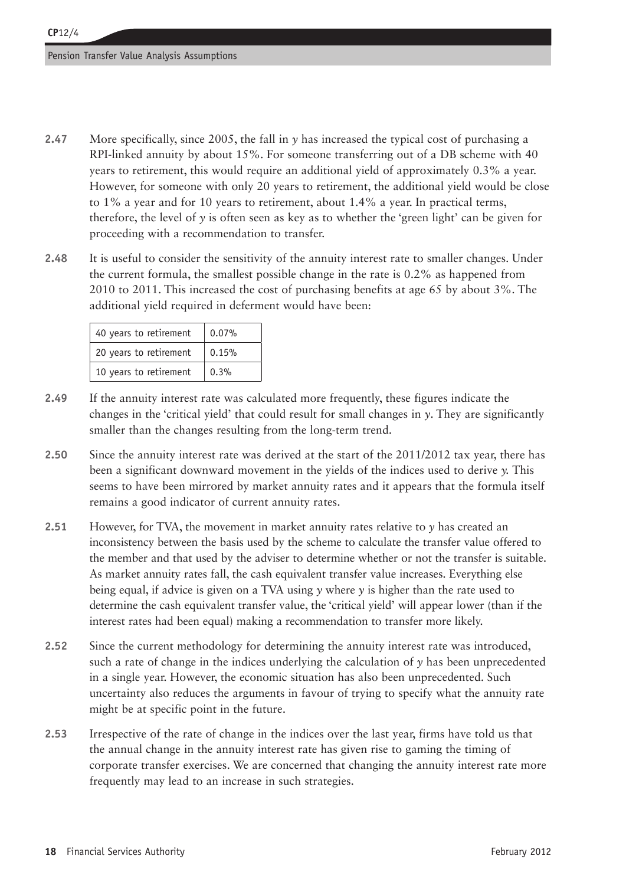**2.47** More specifically, since 2005, the fall in $y$ has increased the typical cost of purchasing a RPI-linked annuity by about 15%. For someone transferring out of a DB scheme with 40 years to retirement, this would require an additional yield of approximately 0.3% a year. However, for someone with only 20 years to retirement, the additional yield would be close to 1% a year and for 10 years to retirement, about 1.4% a year. In practical terms, therefore, the level of $y$ is often seen as key as to whether the 'green light' can be given for proceeding with a recommendation to transfer.

**2.48** It is useful to consider the sensitivity of the annuity interest rate to smaller changes. Under the current formula, the smallest possible change in the rate is 0.2% as happened from 2010 to 2011. This increased the cost of purchasing benefits at age 65 by about 3%. The additional yield required in deferment would have been:

| | |
|---|---|
| 40 years to retirement | 0.07% |
| 20 years to retirement | 0.15% |
| 10 years to retirement | 0.3% |

**2.49** If the annuity interest rate was calculated more frequently, these figures indicate the changes in the 'critical yield' that could result for small changes in $y$. They are significantly smaller than the changes resulting from the long-term trend.

**2.50** Since the annuity interest rate was derived at the start of the 2011/2012 tax year, there has been a significant downward movement in the yields of the indices used to derive $y$. This seems to have been mirrored by market annuity rates and it appears that the formula itself remains a good indicator of current annuity rates.

**2.51** However, for TVA, the movement in market annuity rates relative to $y$ has created an inconsistency between the basis used by the scheme to calculate the transfer value offered to the member and that used by the adviser to determine whether or not the transfer is suitable. As market annuity rates fall, the cash equivalent transfer value increases. Everything else being equal, if advice is given on a TVA using $y$ where $y$ is higher than the rate used to determine the cash equivalent transfer value, the 'critical yield' will appear lower (than if the interest rates had been equal) making a recommendation to transfer more likely.

**2.52** Since the current methodology for determining the annuity interest rate was introduced, such a rate of change in the indices underlying the calculation of $y$ has been unprecedented in a single year. However, the economic situation has also been unprecedented. Such uncertainty also reduces the arguments in favour of trying to specify what the annuity rate might be at specific point in the future.

**2.53** Irrespective of the rate of change in the indices over the last year, firms have told us that the annual change in the annuity interest rate has given rise to gaming the timing of corporate transfer exercises. We are concerned that changing the annuity interest rate more frequently may lead to an increase in such strategies.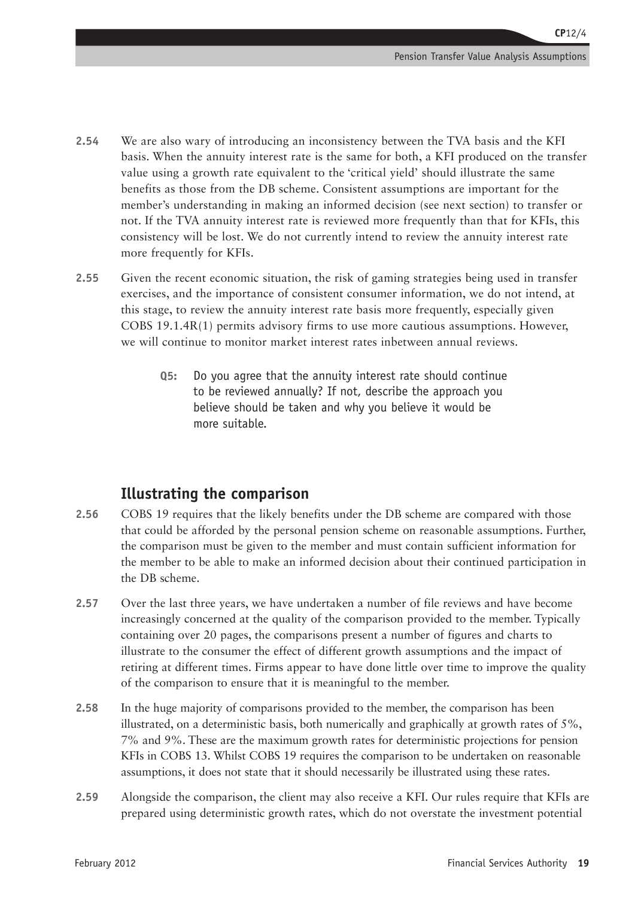**2.54** We are also wary of introducing an inconsistency between the TVA basis and the KFI basis. When the annuity interest rate is the same for both, a KFI produced on the transfer value using a growth rate equivalent to the 'critical yield' should illustrate the same benefits as those from the DB scheme. Consistent assumptions are important for the member's understanding in making an informed decision (see next section) to transfer or not. If the TVA annuity interest rate is reviewed more frequently than that for KFIs, this consistency will be lost. We do not currently intend to review the annuity interest rate more frequently for KFIs.

**2.55** Given the recent economic situation, the risk of gaming strategies being used in transfer exercises, and the importance of consistent consumer information, we do not intend, at this stage, to review the annuity interest rate basis more frequently, especially given COBS 19.1.4R(1) permits advisory firms to use more cautious assumptions. However, we will continue to monitor market interest rates inbetween annual reviews.

> **Q5:** Do you agree that the annuity interest rate should continue to be reviewed annually? If not, describe the approach you believe should be taken and why you believe it would be more suitable.

## Illustrating the comparison

**2.56** COBS 19 requires that the likely benefits under the DB scheme are compared with those that could be afforded by the personal pension scheme on reasonable assumptions. Further, the comparison must be given to the member and must contain sufficient information for the member to be able to make an informed decision about their continued participation in the DB scheme.

**2.57** Over the last three years, we have undertaken a number of file reviews and have become increasingly concerned at the quality of the comparison provided to the member. Typically containing over 20 pages, the comparisons present a number of figures and charts to illustrate to the consumer the effect of different growth assumptions and the impact of retiring at different times. Firms appear to have done little over time to improve the quality of the comparison to ensure that it is meaningful to the member.

**2.58** In the huge majority of comparisons provided to the member, the comparison has been illustrated, on a deterministic basis, both numerically and graphically at growth rates of 5%, 7% and 9%. These are the maximum growth rates for deterministic projections for pension KFIs in COBS 13. Whilst COBS 19 requires the comparison to be undertaken on reasonable assumptions, it does not state that it should necessarily be illustrated using these rates.

**2.59** Alongside the comparison, the client may also receive a KFI. Our rules require that KFIs are prepared using deterministic growth rates, which do not overstate the investment potential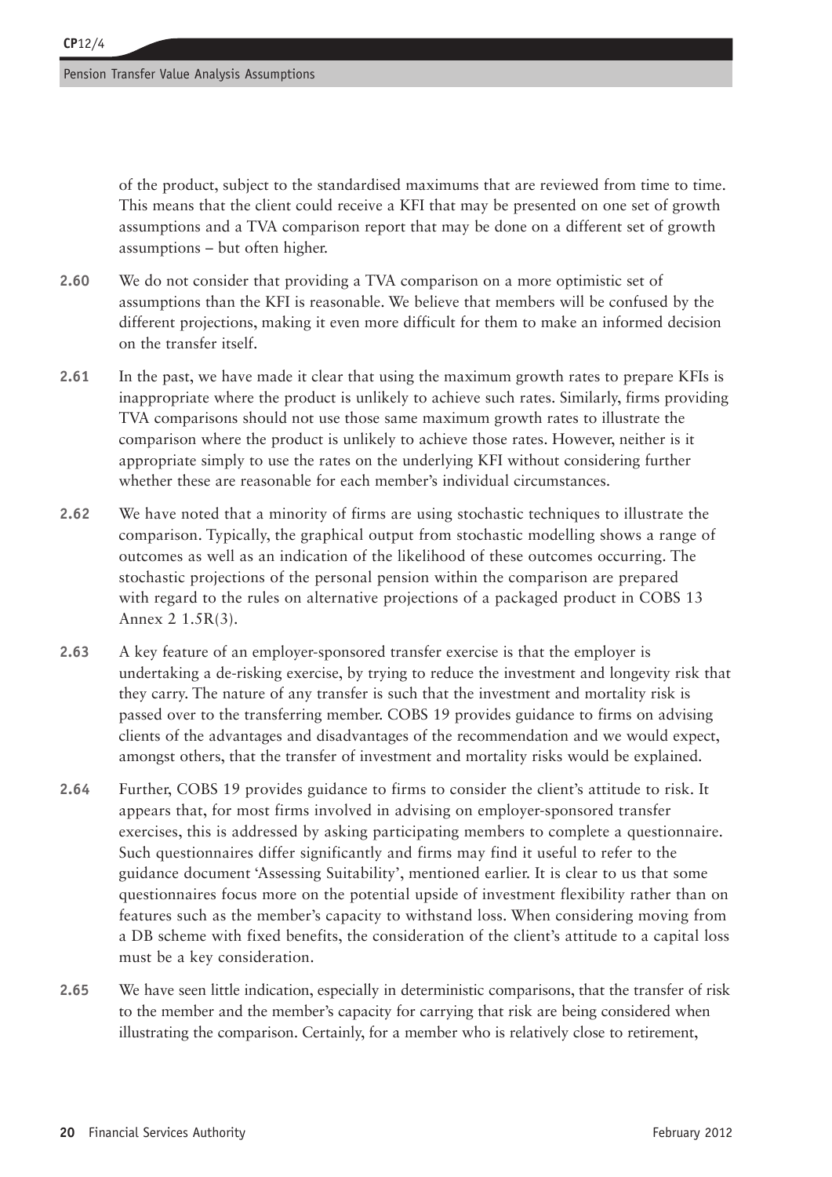of the product, subject to the standardised maximums that are reviewed from time to time. This means that the client could receive a KFI that may be presented on one set of growth assumptions and a TVA comparison report that may be done on a different set of growth assumptions – but often higher.

**2.60** We do not consider that providing a TVA comparison on a more optimistic set of assumptions than the KFI is reasonable. We believe that members will be confused by the different projections, making it even more difficult for them to make an informed decision on the transfer itself.

**2.61** In the past, we have made it clear that using the maximum growth rates to prepare KFIs is inappropriate where the product is unlikely to achieve such rates. Similarly, firms providing TVA comparisons should not use those same maximum growth rates to illustrate the comparison where the product is unlikely to achieve those rates. However, neither is it appropriate simply to use the rates on the underlying KFI without considering further whether these are reasonable for each member's individual circumstances.

**2.62** We have noted that a minority of firms are using stochastic techniques to illustrate the comparison. Typically, the graphical output from stochastic modelling shows a range of outcomes as well as an indication of the likelihood of these outcomes occurring. The stochastic projections of the personal pension within the comparison are prepared with regard to the rules on alternative projections of a packaged product in COBS 13 Annex 2 1.5R(3).

**2.63** A key feature of an employer-sponsored transfer exercise is that the employer is undertaking a de-risking exercise, by trying to reduce the investment and longevity risk that they carry. The nature of any transfer is such that the investment and mortality risk is passed over to the transferring member. COBS 19 provides guidance to firms on advising clients of the advantages and disadvantages of the recommendation and we would expect, amongst others, that the transfer of investment and mortality risks would be explained.

**2.64** Further, COBS 19 provides guidance to firms to consider the client's attitude to risk. It appears that, for most firms involved in advising on employer-sponsored transfer exercises, this is addressed by asking participating members to complete a questionnaire. Such questionnaires differ significantly and firms may find it useful to refer to the guidance document 'Assessing Suitability', mentioned earlier. It is clear to us that some questionnaires focus more on the potential upside of investment flexibility rather than on features such as the member's capacity to withstand loss. When considering moving from a DB scheme with fixed benefits, the consideration of the client's attitude to a capital loss must be a key consideration.

**2.65** We have seen little indication, especially in deterministic comparisons, that the transfer of risk to the member and the member's capacity for carrying that risk are being considered when illustrating the comparison. Certainly, for a member who is relatively close to retirement,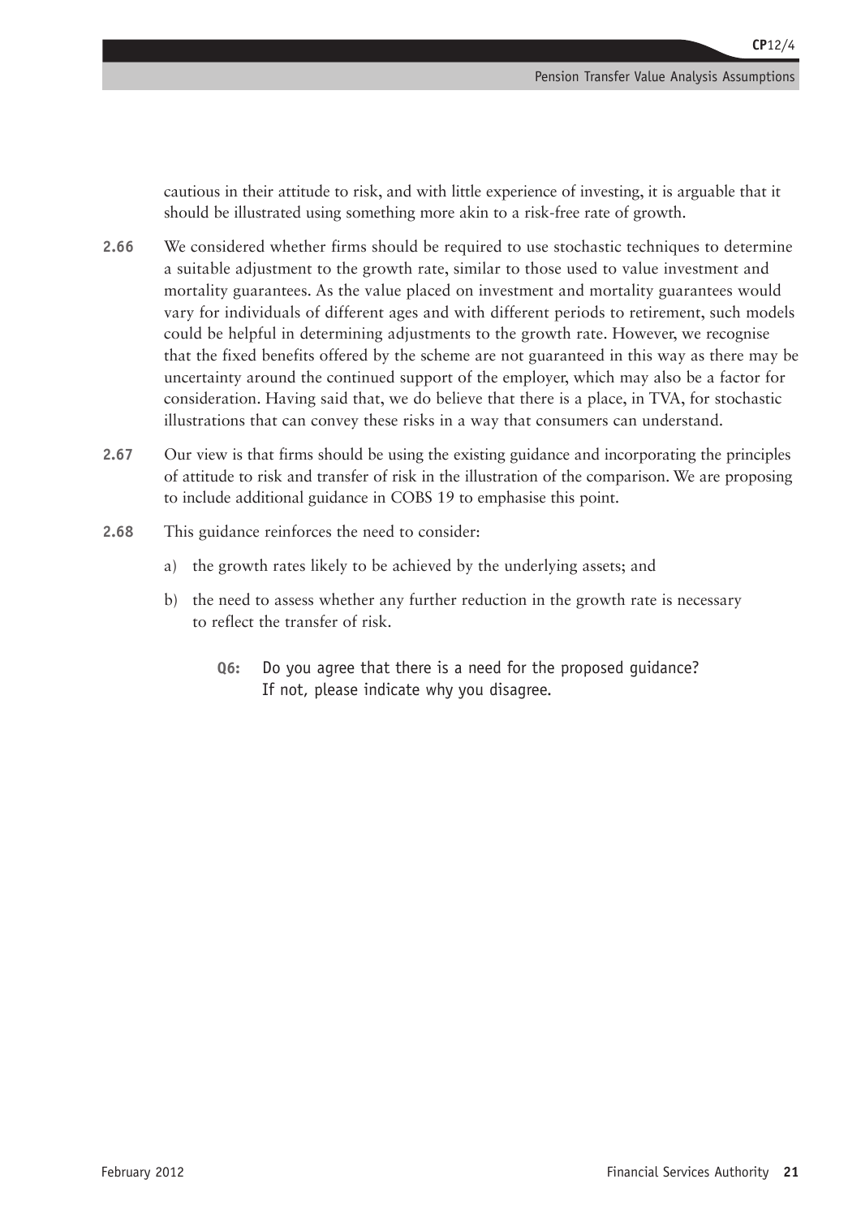cautious in their attitude to risk, and with little experience of investing, it is arguable that it should be illustrated using something more akin to a risk-free rate of growth.

**2.66** We considered whether firms should be required to use stochastic techniques to determine a suitable adjustment to the growth rate, similar to those used to value investment and mortality guarantees. As the value placed on investment and mortality guarantees would vary for individuals of different ages and with different periods to retirement, such models could be helpful in determining adjustments to the growth rate. However, we recognise that the fixed benefits offered by the scheme are not guaranteed in this way as there may be uncertainty around the continued support of the employer, which may also be a factor for consideration. Having said that, we do believe that there is a place, in TVA, for stochastic illustrations that can convey these risks in a way that consumers can understand.

**2.67** Our view is that firms should be using the existing guidance and incorporating the principles of attitude to risk and transfer of risk in the illustration of the comparison. We are proposing to include additional guidance in COBS 19 to emphasise this point.

**2.68** This guidance reinforces the need to consider:

a) the growth rates likely to be achieved by the underlying assets; and

b) the need to assess whether any further reduction in the growth rate is necessary to reflect the transfer of risk.

> **Q6:** Do you agree that there is a need for the proposed guidance? If not, please indicate why you disagree.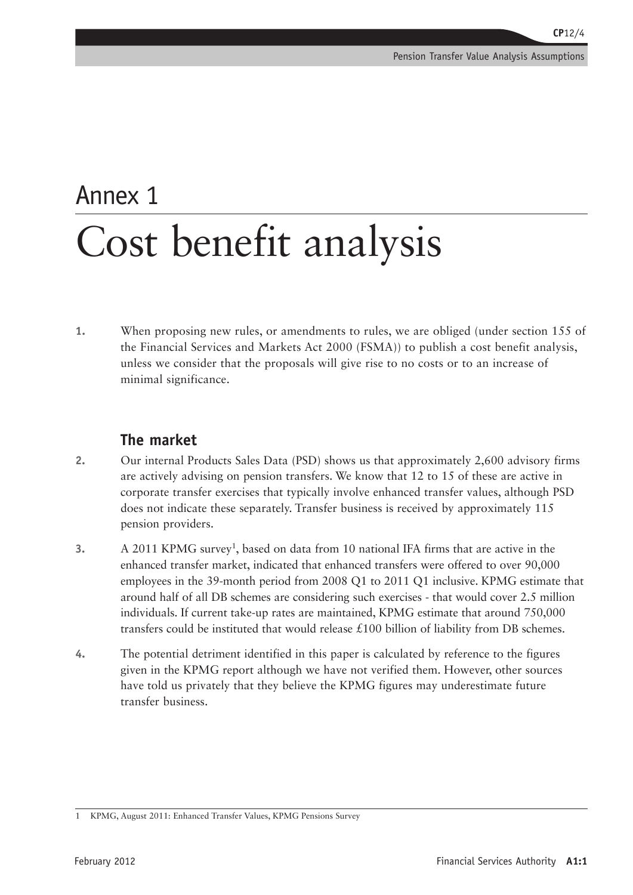# Annex 1

# Cost benefit analysis

1. When proposing new rules, or amendments to rules, we are obliged (under section 155 of the Financial Services and Markets Act 2000 (FSMA)) to publish a cost benefit analysis, unless we consider that the proposals will give rise to no costs or to an increase of minimal significance.

## The market

2. Our internal Products Sales Data (PSD) shows us that approximately 2,600 advisory firms are actively advising on pension transfers. We know that 12 to 15 of these are active in corporate transfer exercises that typically involve enhanced transfer values, although PSD does not indicate these separately. Transfer business is received by approximately 115 pension providers.

3. A 2011 KPMG survey[1], based on data from 10 national IFA firms that are active in the enhanced transfer market, indicated that enhanced transfers were offered to over 90,000 employees in the 39-month period from 2008 Q1 to 2011 Q1 inclusive. KPMG estimate that around half of all DB schemes are considering such exercises - that would cover 2.5 million individuals. If current take-up rates are maintained, KPMG estimate that around 750,000 transfers could be instituted that would release £100 billion of liability from DB schemes.

4. The potential detriment identified in this paper is calculated by reference to the figures given in the KPMG report although we have not verified them. However, other sources have told us privately that they believe the KPMG figures may underestimate future transfer business.

1 KPMG, August 2011: Enhanced Transfer Values, KPMG Pensions Survey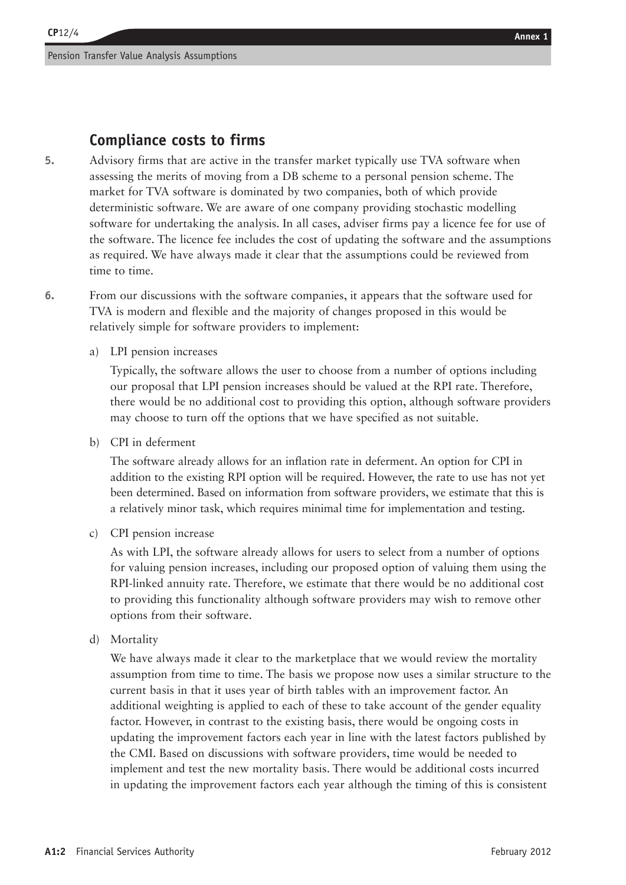## Compliance costs to firms

5. Advisory firms that are active in the transfer market typically use TVA software when assessing the merits of moving from a DB scheme to a personal pension scheme. The market for TVA software is dominated by two companies, both of which provide deterministic software. We are aware of one company providing stochastic modelling software for undertaking the analysis. In all cases, adviser firms pay a licence fee for use of the software. The licence fee includes the cost of updating the software and the assumptions as required. We have always made it clear that the assumptions could be reviewed from time to time.

6. From our discussions with the software companies, it appears that the software used for TVA is modern and flexible and the majority of changes proposed in this would be relatively simple for software providers to implement:

   a) LPI pension increases

      Typically, the software allows the user to choose from a number of options including our proposal that LPI pension increases should be valued at the RPI rate. Therefore, there would be no additional cost to providing this option, although software providers may choose to turn off the options that we have specified as not suitable.

   b) CPI in deferment

      The software already allows for an inflation rate in deferment. An option for CPI in addition to the existing RPI option will be required. However, the rate to use has not yet been determined. Based on information from software providers, we estimate that this is a relatively minor task, which requires minimal time for implementation and testing.

   c) CPI pension increase

      As with LPI, the software already allows for users to select from a number of options for valuing pension increases, including our proposed option of valuing them using the RPI-linked annuity rate. Therefore, we estimate that there would be no additional cost to providing this functionality although software providers may wish to remove other options from their software.

   d) Mortality

      We have always made it clear to the marketplace that we would review the mortality assumption from time to time. The basis we propose now uses a similar structure to the current basis in that it uses year of birth tables with an improvement factor. An additional weighting is applied to each of these to take account of the gender equality factor. However, in contrast to the existing basis, there would be ongoing costs in updating the improvement factors each year in line with the latest factors published by the CMI. Based on discussions with software providers, time would be needed to implement and test the new mortality basis. There would be additional costs incurred in updating the improvement factors each year although the timing of this is consistent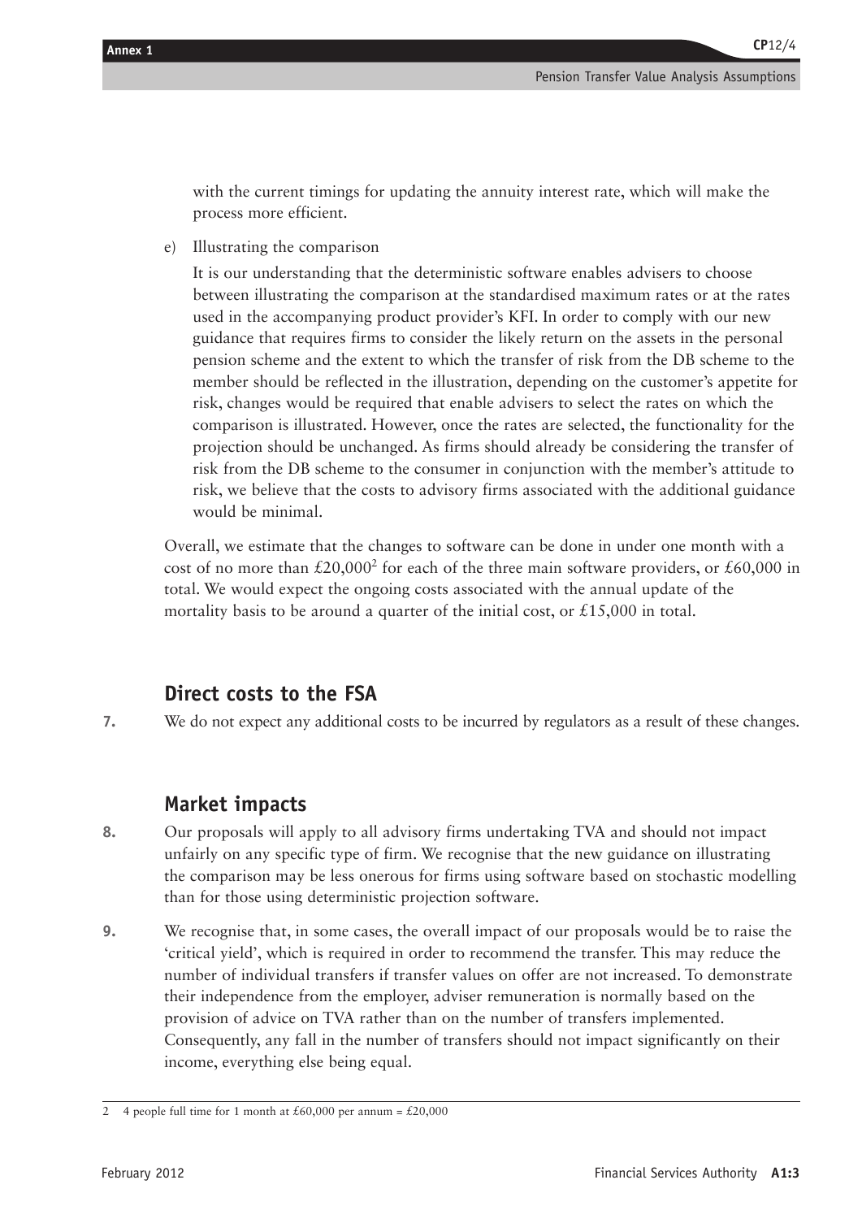with the current timings for updating the annuity interest rate, which will make the process more efficient.

e) Illustrating the comparison

It is our understanding that the deterministic software enables advisers to choose between illustrating the comparison at the standardised maximum rates or at the rates used in the accompanying product provider's KFI. In order to comply with our new guidance that requires firms to consider the likely return on the assets in the personal pension scheme and the extent to which the transfer of risk from the DB scheme to the member should be reflected in the illustration, depending on the customer's appetite for risk, changes would be required that enable advisers to select the rates on which the comparison is illustrated. However, once the rates are selected, the functionality for the projection should be unchanged. As firms should already be considering the transfer of risk from the DB scheme to the consumer in conjunction with the member's attitude to risk, we believe that the costs to advisory firms associated with the additional guidance would be minimal.

Overall, we estimate that the changes to software can be done in under one month with a cost of no more than £20,000[2] for each of the three main software providers, or £60,000 in total. We would expect the ongoing costs associated with the annual update of the mortality basis to be around a quarter of the initial cost, or £15,000 in total.

## Direct costs to the FSA

**7.** We do not expect any additional costs to be incurred by regulators as a result of these changes.

## Market impacts

**8.** Our proposals will apply to all advisory firms undertaking TVA and should not impact unfairly on any specific type of firm. We recognise that the new guidance on illustrating the comparison may be less onerous for firms using software based on stochastic modelling than for those using deterministic projection software.

**9.** We recognise that, in some cases, the overall impact of our proposals would be to raise the 'critical yield', which is required in order to recommend the transfer. This may reduce the number of individual transfers if transfer values on offer are not increased. To demonstrate their independence from the employer, adviser remuneration is normally based on the provision of advice on TVA rather than on the number of transfers implemented. Consequently, any fall in the number of transfers should not impact significantly on their income, everything else being equal.

---

2 4 people full time for 1 month at £60,000 per annum = £20,000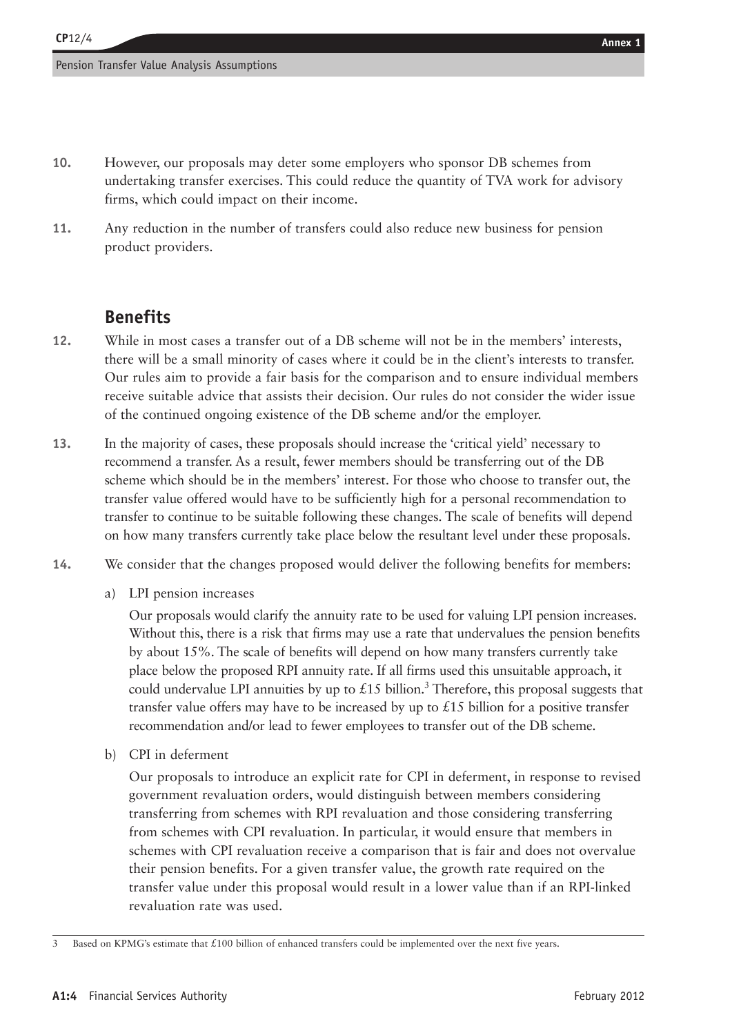**10.** However, our proposals may deter some employers who sponsor DB schemes from undertaking transfer exercises. This could reduce the quantity of TVA work for advisory firms, which could impact on their income.

**11.** Any reduction in the number of transfers could also reduce new business for pension product providers.

## Benefits

**12.** While in most cases a transfer out of a DB scheme will not be in the members' interests, there will be a small minority of cases where it could be in the client's interests to transfer. Our rules aim to provide a fair basis for the comparison and to ensure individual members receive suitable advice that assists their decision. Our rules do not consider the wider issue of the continued ongoing existence of the DB scheme and/or the employer.

**13.** In the majority of cases, these proposals should increase the 'critical yield' necessary to recommend a transfer. As a result, fewer members should be transferring out of the DB scheme which should be in the members' interest. For those who choose to transfer out, the transfer value offered would have to be sufficiently high for a personal recommendation to transfer to continue to be suitable following these changes. The scale of benefits will depend on how many transfers currently take place below the resultant level under these proposals.

**14.** We consider that the changes proposed would deliver the following benefits for members:

a) LPI pension increases

Our proposals would clarify the annuity rate to be used for valuing LPI pension increases. Without this, there is a risk that firms may use a rate that undervalues the pension benefits by about 15%. The scale of benefits will depend on how many transfers currently take place below the proposed RPI annuity rate. If all firms used this unsuitable approach, it could undervalue LPI annuities by up to £15 billion.[3] Therefore, this proposal suggests that transfer value offers may have to be increased by up to £15 billion for a positive transfer recommendation and/or lead to fewer employees to transfer out of the DB scheme.

b) CPI in deferment

Our proposals to introduce an explicit rate for CPI in deferment, in response to revised government revaluation orders, would distinguish between members considering transferring from schemes with RPI revaluation and those considering transferring from schemes with CPI revaluation. In particular, it would ensure that members in schemes with CPI revaluation receive a comparison that is fair and does not overvalue their pension benefits. For a given transfer value, the growth rate required on the transfer value under this proposal would result in a lower value than if an RPI-linked revaluation rate was used.

---

3 Based on KPMG's estimate that £100 billion of enhanced transfers could be implemented over the next five years.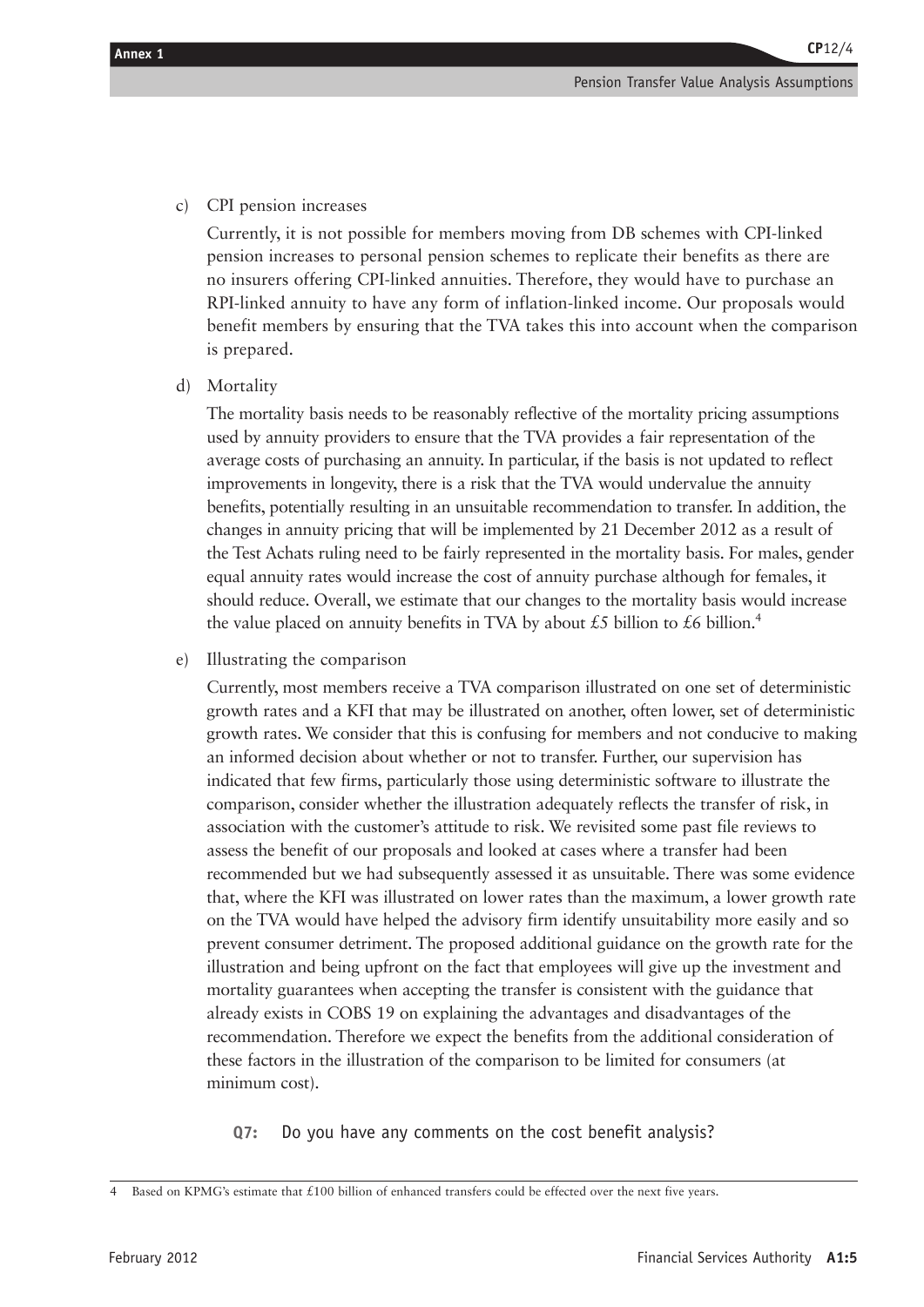c) CPI pension increases

Currently, it is not possible for members moving from DB schemes with CPI-linked pension increases to personal pension schemes to replicate their benefits as there are no insurers offering CPI-linked annuities. Therefore, they would have to purchase an RPI-linked annuity to have any form of inflation-linked income. Our proposals would benefit members by ensuring that the TVA takes this into account when the comparison is prepared.

d) Mortality

The mortality basis needs to be reasonably reflective of the mortality pricing assumptions used by annuity providers to ensure that the TVA provides a fair representation of the average costs of purchasing an annuity. In particular, if the basis is not updated to reflect improvements in longevity, there is a risk that the TVA would undervalue the annuity benefits, potentially resulting in an unsuitable recommendation to transfer. In addition, the changes in annuity pricing that will be implemented by 21 December 2012 as a result of the Test Achats ruling need to be fairly represented in the mortality basis. For males, gender equal annuity rates would increase the cost of annuity purchase although for females, it should reduce. Overall, we estimate that our changes to the mortality basis would increase the value placed on annuity benefits in TVA by about £5 billion to £6 billion.[4]

e) Illustrating the comparison

Currently, most members receive a TVA comparison illustrated on one set of deterministic growth rates and a KFI that may be illustrated on another, often lower, set of deterministic growth rates. We consider that this is confusing for members and not conducive to making an informed decision about whether or not to transfer. Further, our supervision has indicated that few firms, particularly those using deterministic software to illustrate the comparison, consider whether the illustration adequately reflects the transfer of risk, in association with the customer's attitude to risk. We revisited some past file reviews to assess the benefit of our proposals and looked at cases where a transfer had been recommended but we had subsequently assessed it as unsuitable. There was some evidence that, where the KFI was illustrated on lower rates than the maximum, a lower growth rate on the TVA would have helped the advisory firm identify unsuitability more easily and so prevent consumer detriment. The proposed additional guidance on the growth rate for the illustration and being upfront on the fact that employees will give up the investment and mortality guarantees when accepting the transfer is consistent with the guidance that already exists in COBS 19 on explaining the advantages and disadvantages of the recommendation. Therefore we expect the benefits from the additional consideration of these factors in the illustration of the comparison to be limited for consumers (at minimum cost).

**Q7:** Do you have any comments on the cost benefit analysis?

4 Based on KPMG's estimate that £100 billion of enhanced transfers could be effected over the next five years.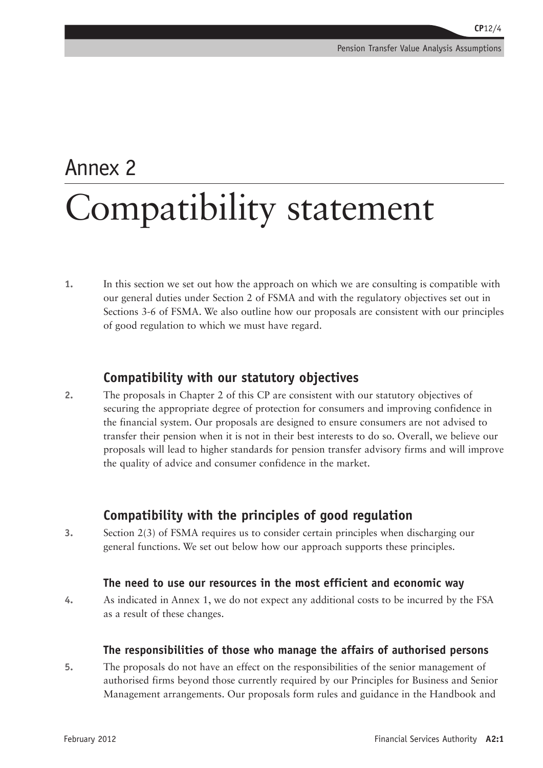# Annex 2

# Compatibility statement

1. In this section we set out how the approach on which we are consulting is compatible with our general duties under Section 2 of FSMA and with the regulatory objectives set out in Sections 3-6 of FSMA. We also outline how our proposals are consistent with our principles of good regulation to which we must have regard.

## Compatibility with our statutory objectives

2. The proposals in Chapter 2 of this CP are consistent with our statutory objectives of securing the appropriate degree of protection for consumers and improving confidence in the financial system. Our proposals are designed to ensure consumers are not advised to transfer their pension when it is not in their best interests to do so. Overall, we believe our proposals will lead to higher standards for pension transfer advisory firms and will improve the quality of advice and consumer confidence in the market.

## Compatibility with the principles of good regulation

3. Section 2(3) of FSMA requires us to consider certain principles when discharging our general functions. We set out below how our approach supports these principles.

### The need to use our resources in the most efficient and economic way

4. As indicated in Annex 1, we do not expect any additional costs to be incurred by the FSA as a result of these changes.

### The responsibilities of those who manage the affairs of authorised persons

5. The proposals do not have an effect on the responsibilities of the senior management of authorised firms beyond those currently required by our Principles for Business and Senior Management arrangements. Our proposals form rules and guidance in the Handbook and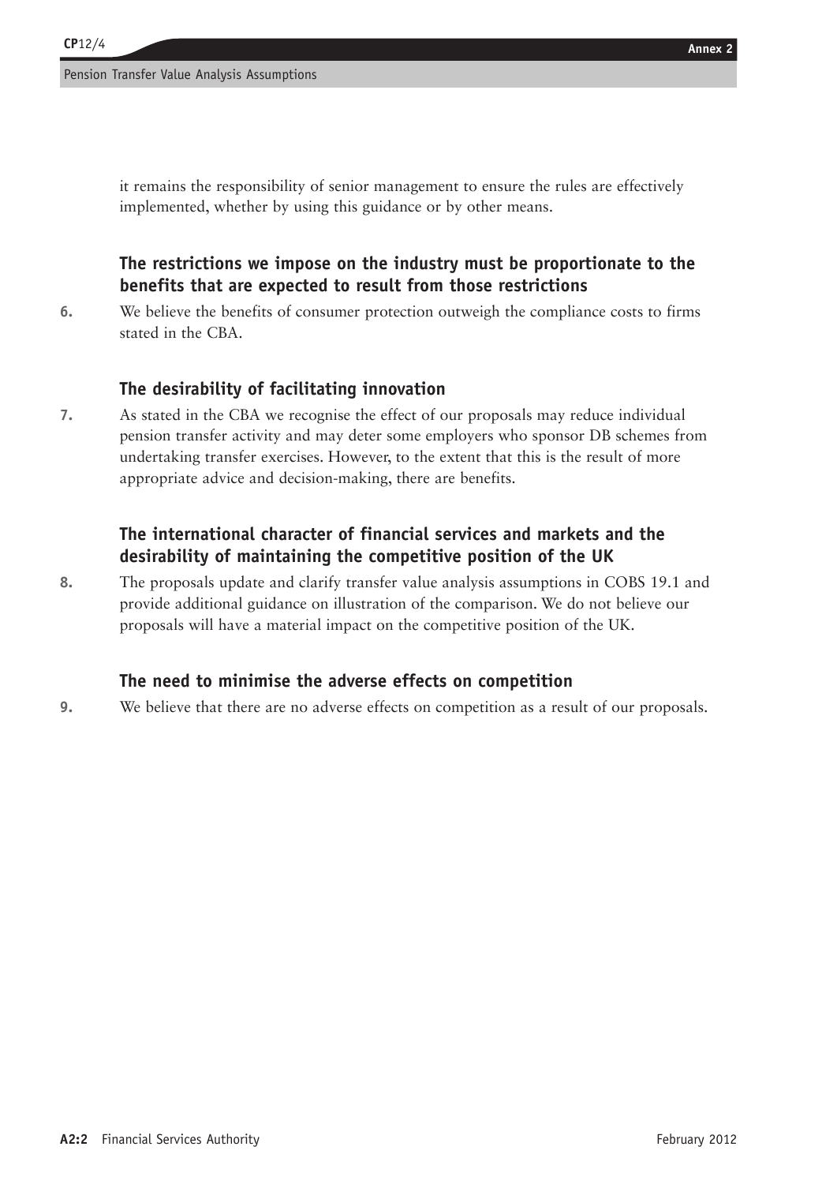it remains the responsibility of senior management to ensure the rules are effectively implemented, whether by using this guidance or by other means.

### The restrictions we impose on the industry must be proportionate to the benefits that are expected to result from those restrictions

6. We believe the benefits of consumer protection outweigh the compliance costs to firms stated in the CBA.

### The desirability of facilitating innovation

7. As stated in the CBA we recognise the effect of our proposals may reduce individual pension transfer activity and may deter some employers who sponsor DB schemes from undertaking transfer exercises. However, to the extent that this is the result of more appropriate advice and decision-making, there are benefits.

### The international character of financial services and markets and the desirability of maintaining the competitive position of the UK

8. The proposals update and clarify transfer value analysis assumptions in COBS 19.1 and provide additional guidance on illustration of the comparison. We do not believe our proposals will have a material impact on the competitive position of the UK.

### The need to minimise the adverse effects on competition

9. We believe that there are no adverse effects on competition as a result of our proposals.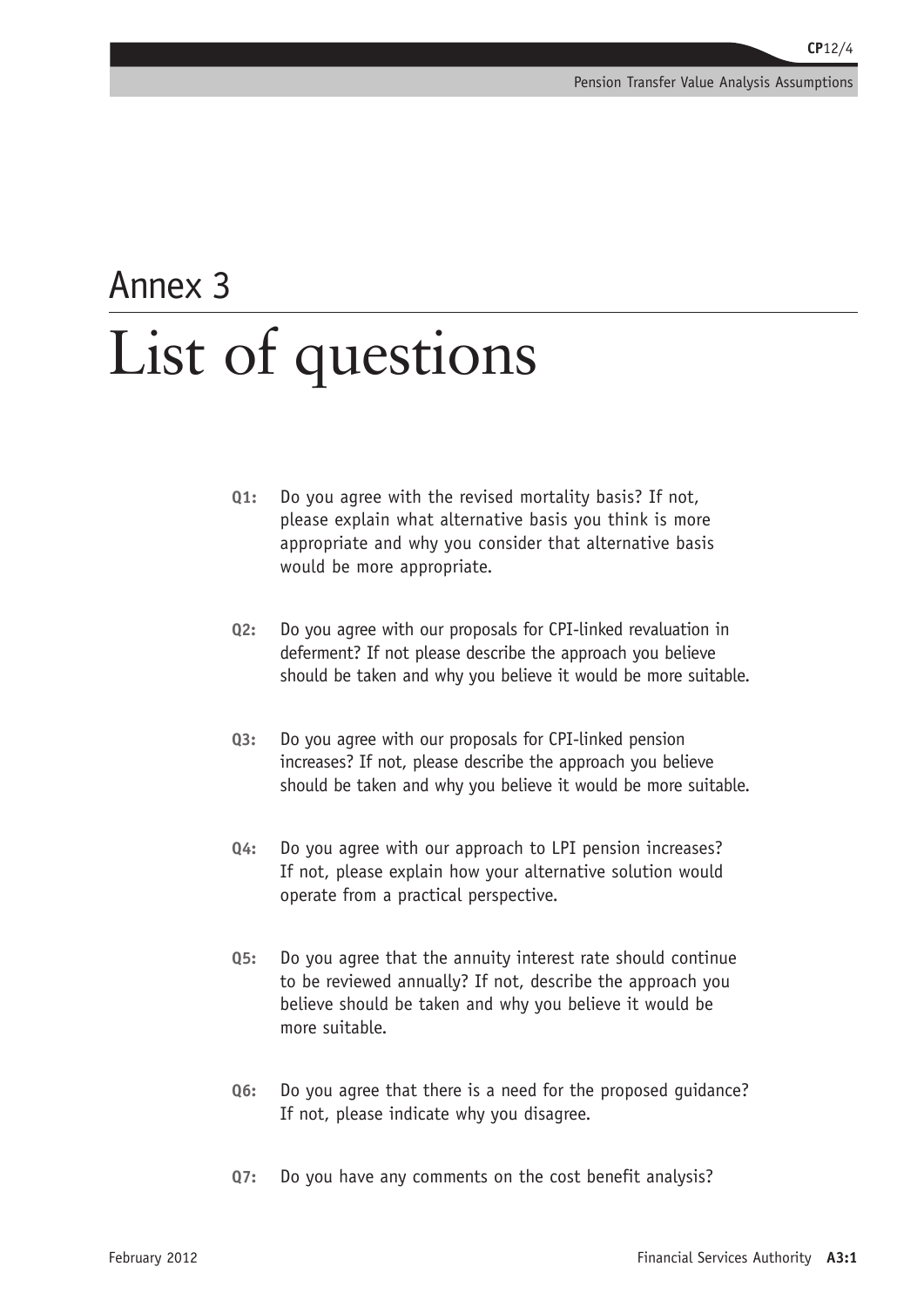# Annex 3

# List of questions

**Q1:** Do you agree with the revised mortality basis? If not, please explain what alternative basis you think is more appropriate and why you consider that alternative basis would be more appropriate.

**Q2:** Do you agree with our proposals for CPI-linked revaluation in deferment? If not please describe the approach you believe should be taken and why you believe it would be more suitable.

**Q3:** Do you agree with our proposals for CPI-linked pension increases? If not, please describe the approach you believe should be taken and why you believe it would be more suitable.

**Q4:** Do you agree with our approach to LPI pension increases? If not, please explain how your alternative solution would operate from a practical perspective.

**Q5:** Do you agree that the annuity interest rate should continue to be reviewed annually? If not, describe the approach you believe should be taken and why you believe it would be more suitable.

**Q6:** Do you agree that there is a need for the proposed guidance? If not, please indicate why you disagree.

**Q7:** Do you have any comments on the cost benefit analysis?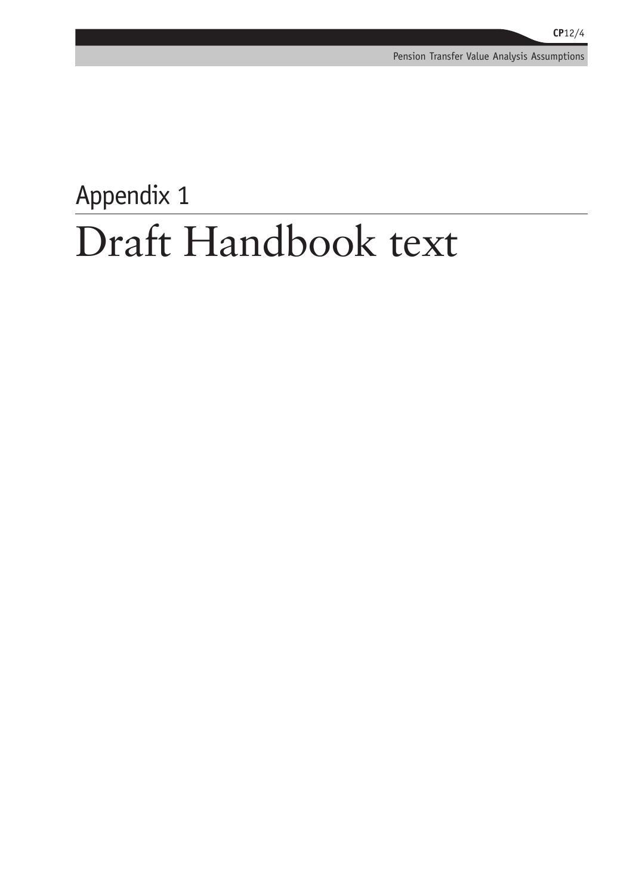# Appendix 1

# Draft Handbook text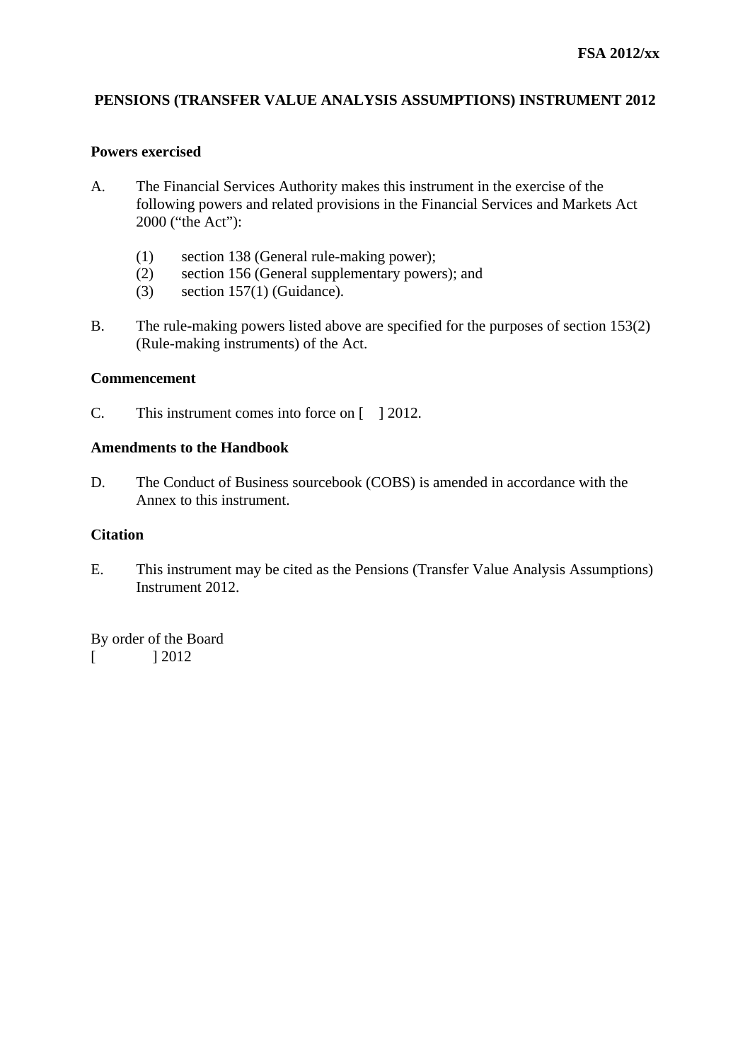**FSA 2012/xx**

# PENSIONS (TRANSFER VALUE ANALYSIS ASSUMPTIONS) INSTRUMENT 2012

## Powers exercised

A. The Financial Services Authority makes this instrument in the exercise of the following powers and related provisions in the Financial Services and Markets Act 2000 ("the Act"):

(1) section 138 (General rule-making power);
(2) section 156 (General supplementary powers); and
(3) section 157(1) (Guidance).

B. The rule-making powers listed above are specified for the purposes of section 153(2) (Rule-making instruments) of the Act.

## Commencement

C. This instrument comes into force on [ ] 2012.

## Amendments to the Handbook

D. The Conduct of Business sourcebook (COBS) is amended in accordance with the Annex to this instrument.

## Citation

E. This instrument may be cited as the Pensions (Transfer Value Analysis Assumptions) Instrument 2012.

By order of the Board
[ ] 2012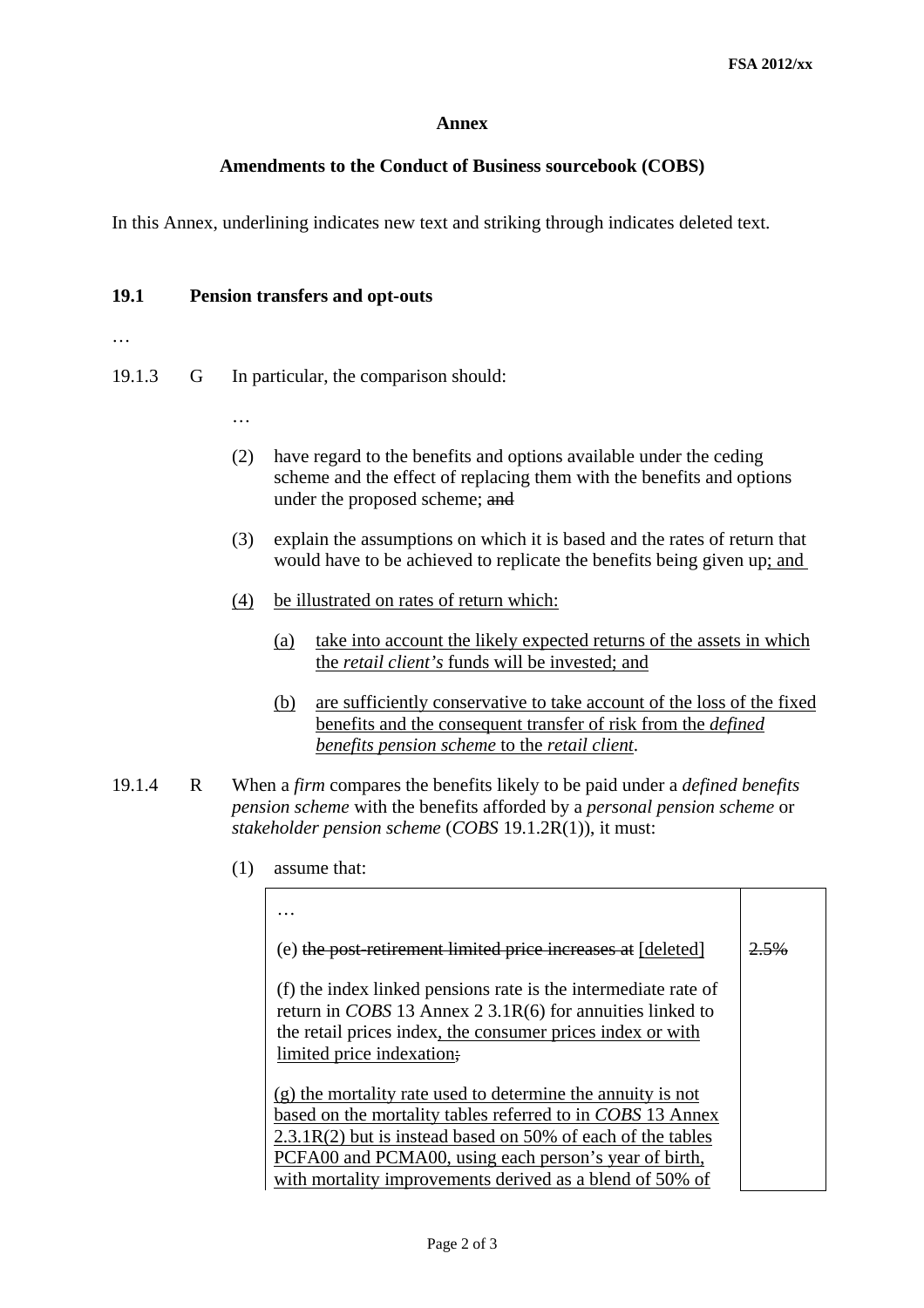**Annex**

**Amendments to the Conduct of Business sourcebook (COBS)**

In this Annex, underlining indicates new text and striking through indicates deleted text.

**19.1 Pension transfers and opt-outs**

…

19.1.3 G In particular, the comparison should:

…

(2) have regard to the benefits and options available under the ceding scheme and the effect of replacing them with the benefits and options under the proposed scheme; ~~and~~

(3) explain the assumptions on which it is based and the rates of return that would have to be achieved to replicate the benefits being given up<u>; and</u>

<u>(4) be illustrated on rates of return which:</u>

<u>(a) take into account the likely expected returns of the assets in which the *retail client's* funds will be invested; and</u>

<u>(b) are sufficiently conservative to take account of the loss of the fixed benefits and the consequent transfer of risk from the *defined benefits pension scheme* to the *retail client*.</u>

19.1.4 R When a *firm* compares the benefits likely to be paid under a *defined benefits pension scheme* with the benefits afforded by a *personal pension scheme* or *stakeholder pension scheme* (*COBS* 19.1.2R(1)), it must:

(1) assume that:

| | |
|---|---|
| … | |
| (e) ~~the post-retirement limited price increases at~~ <u>[deleted]</u> | ~~2.5%~~ |
| (f) the index linked pensions rate is the intermediate rate of return in *COBS* 13 Annex 2 3.1R(6) for annuities linked to the retail prices index<u>, the consumer prices index or with limited price indexation</u>~~;~~<br><br><u>(g) the mortality rate used to determine the annuity is not based on the mortality tables referred to in *COBS* 13 Annex 2.3.1R(2) but is instead based on 50% of each of the tables PCFA00 and PCMA00, using each person's year of birth, with mortality improvements derived as a blend of 50% of</u> | |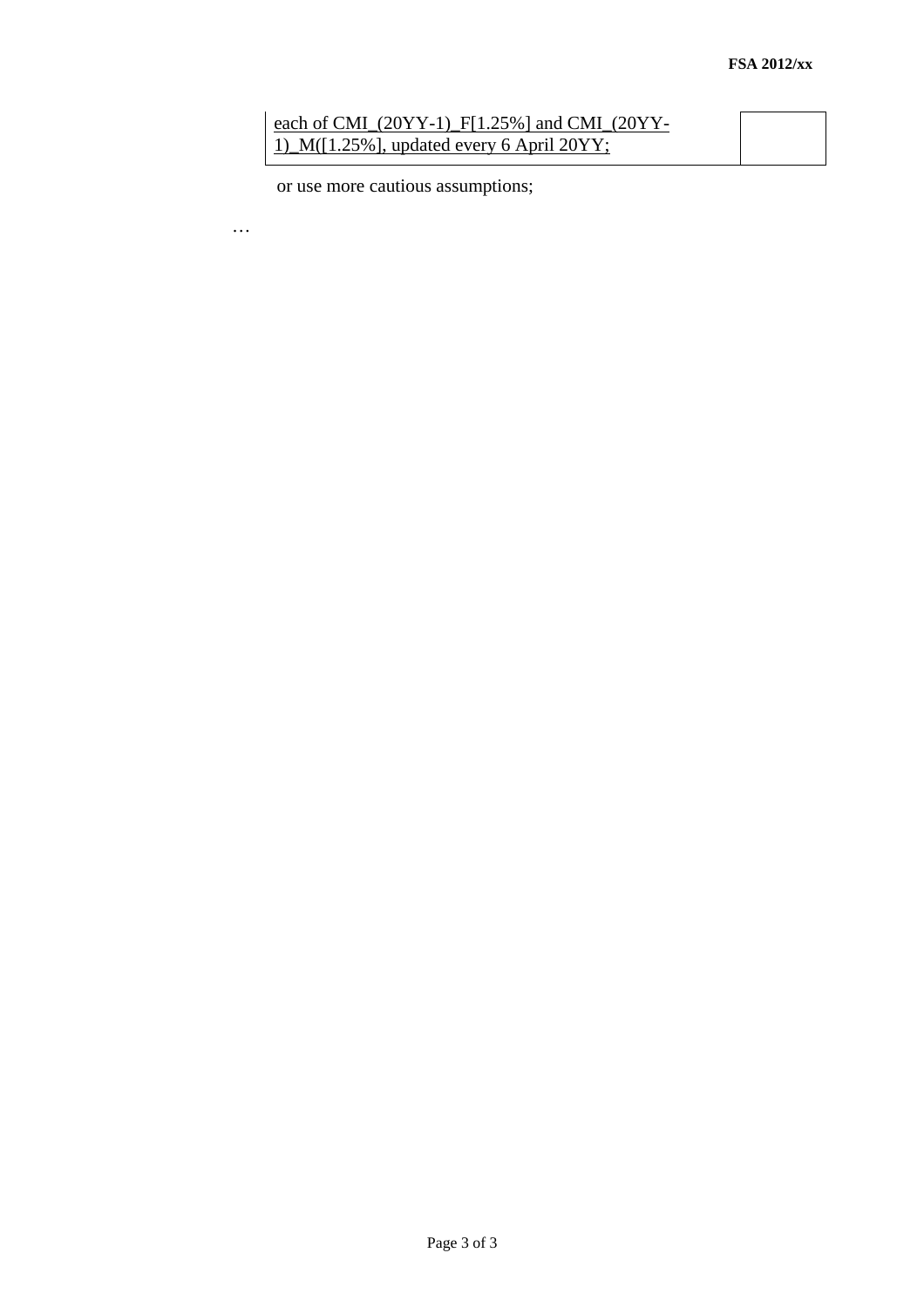| each of CMI_(20YY-1)_F[1.25%] and CMI_(20YY-1)_M([1.25%], updated every 6 April 20YY; | |
|---|---|

or use more cautious assumptions;

…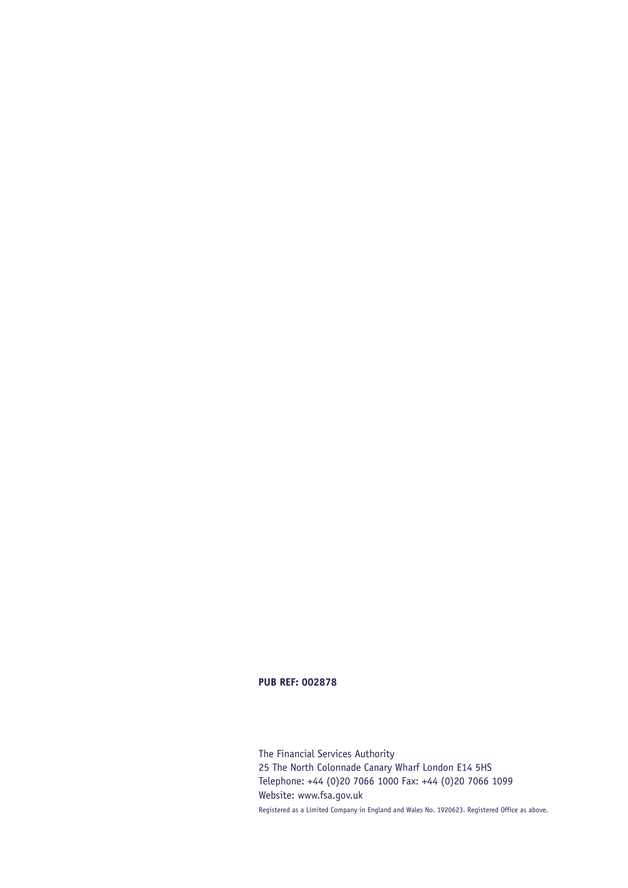**PUB REF: 002878**

The Financial Services Authority
25 The North Colonnade Canary Wharf London E14 5HS
Telephone: +44 (0)20 7066 1000 Fax: +44 (0)20 7066 1099
Website: www.fsa.gov.uk

Registered as a Limited Company in England and Wales No. 1920623. Registered Office as above.